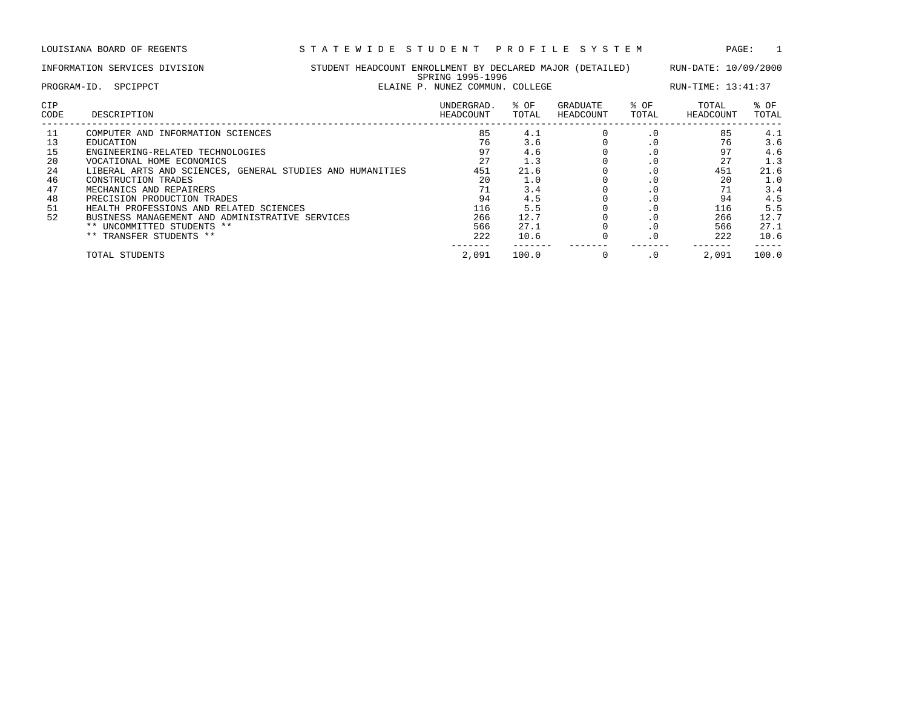LOUISIANA BOARD OF REGENTS — STATEWIDE STUDENT PROFILE SYSTEM

INFORMATION SERVICES DIVISION — STUDENT HEADCOUNT ENROLLMENT BY DECLARED MAJOR (DETAILED) — RUN-DATE: 10/09/2000

SPRING 1995-1996

PROGRAM-ID. SPCIPPCT — ELAINE P. NUNEZ COMMUN. COLLEGE — RUN-TIME: 13:41:37

| CIP CODE | DESCRIPTION | UNDERGRAD. HEADCOUNT | % OF TOTAL | GRADUATE HEADCOUNT | % OF TOTAL | TOTAL HEADCOUNT | % OF TOTAL |
|---|---|---|---|---|---|---|---|
| 11 | COMPUTER AND INFORMATION SCIENCES | 85 | 4.1 | 0 | .0 | 85 | 4.1 |
| 13 | EDUCATION | 76 | 3.6 | 0 | .0 | 76 | 3.6 |
| 15 | ENGINEERING-RELATED TECHNOLOGIES | 97 | 4.6 | 0 | .0 | 97 | 4.6 |
| 20 | VOCATIONAL HOME ECONOMICS | 27 | 1.3 | 0 | .0 | 27 | 1.3 |
| 24 | LIBERAL ARTS AND SCIENCES, GENERAL STUDIES AND HUMANITIES | 451 | 21.6 | 0 | .0 | 451 | 21.6 |
| 46 | CONSTRUCTION TRADES | 20 | 1.0 | 0 | .0 | 20 | 1.0 |
| 47 | MECHANICS AND REPAIRERS | 71 | 3.4 | 0 | .0 | 71 | 3.4 |
| 48 | PRECISION PRODUCTION TRADES | 94 | 4.5 | 0 | .0 | 94 | 4.5 |
| 51 | HEALTH PROFESSIONS AND RELATED SCIENCES | 116 | 5.5 | 0 | .0 | 116 | 5.5 |
| 52 | BUSINESS MANAGEMENT AND ADMINISTRATIVE SERVICES | 266 | 12.7 | 0 | .0 | 266 | 12.7 |
| | ** UNCOMMITTED STUDENTS ** | 566 | 27.1 | 0 | .0 | 566 | 27.1 |
| | ** TRANSFER STUDENTS ** | 222 | 10.6 | 0 | .0 | 222 | 10.6 |
| | TOTAL STUDENTS | 2,091 | 100.0 | 0 | .0 | 2,091 | 100.0 |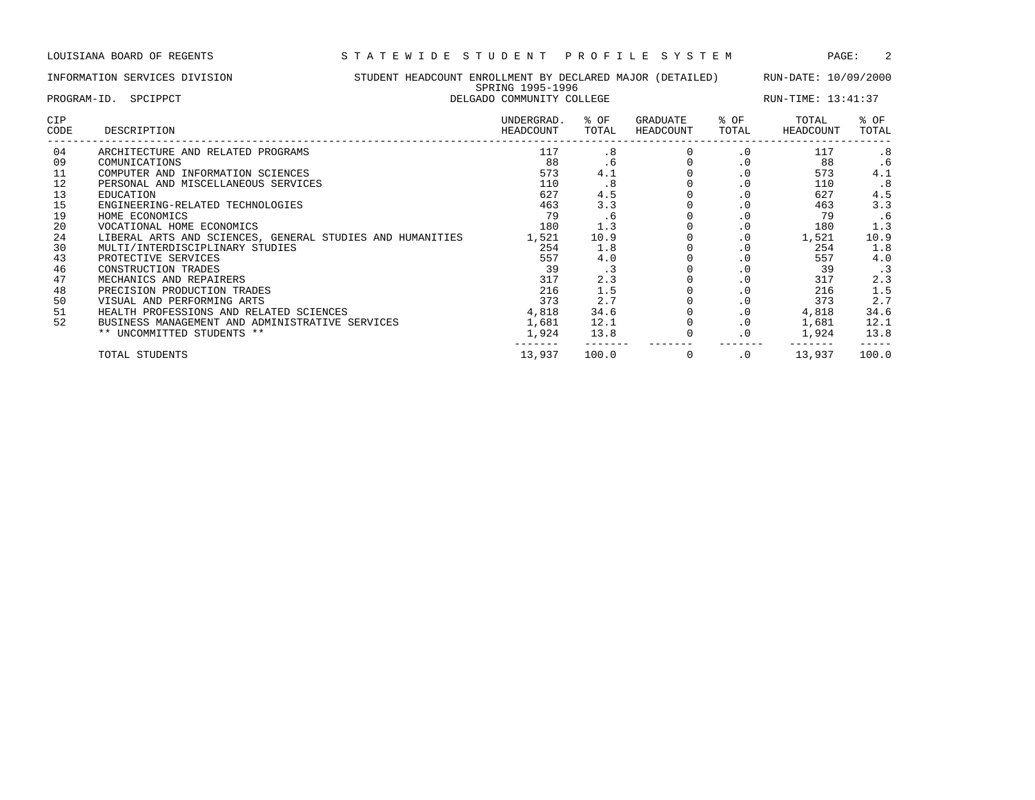LOUISIANA BOARD OF REGENTS — STATEWIDE STUDENT PROFILE SYSTEM

INFORMATION SERVICES DIVISION — STUDENT HEADCOUNT ENROLLMENT BY DECLARED MAJOR (DETAILED) — RUN-DATE: 10/09/2000

SPRING 1995-1996

PROGRAM-ID. SPCIPPCT — DELGADO COMMUNITY COLLEGE — RUN-TIME: 13:41:37

| CIP CODE | DESCRIPTION | UNDERGRAD. HEADCOUNT | % OF TOTAL | GRADUATE HEADCOUNT | % OF TOTAL | TOTAL HEADCOUNT | % OF TOTAL |
|---|---|---|---|---|---|---|---|
| 04 | ARCHITECTURE AND RELATED PROGRAMS | 117 | .8 | 0 | .0 | 117 | .8 |
| 09 | COMUNICATIONS | 88 | .6 | 0 | .0 | 88 | .6 |
| 11 | COMPUTER AND INFORMATION SCIENCES | 573 | 4.1 | 0 | .0 | 573 | 4.1 |
| 12 | PERSONAL AND MISCELLANEOUS SERVICES | 110 | .8 | 0 | .0 | 110 | .8 |
| 13 | EDUCATION | 627 | 4.5 | 0 | .0 | 627 | 4.5 |
| 15 | ENGINEERING-RELATED TECHNOLOGIES | 463 | 3.3 | 0 | .0 | 463 | 3.3 |
| 19 | HOME ECONOMICS | 79 | .6 | 0 | .0 | 79 | .6 |
| 20 | VOCATIONAL HOME ECONOMICS | 180 | 1.3 | 0 | .0 | 180 | 1.3 |
| 24 | LIBERAL ARTS AND SCIENCES, GENERAL STUDIES AND HUMANITIES | 1,521 | 10.9 | 0 | .0 | 1,521 | 10.9 |
| 30 | MULTI/INTERDISCIPLINARY STUDIES | 254 | 1.8 | 0 | .0 | 254 | 1.8 |
| 43 | PROTECTIVE SERVICES | 557 | 4.0 | 0 | .0 | 557 | 4.0 |
| 46 | CONSTRUCTION TRADES | 39 | .3 | 0 | .0 | 39 | .3 |
| 47 | MECHANICS AND REPAIRERS | 317 | 2.3 | 0 | .0 | 317 | 2.3 |
| 48 | PRECISION PRODUCTION TRADES | 216 | 1.5 | 0 | .0 | 216 | 1.5 |
| 50 | VISUAL AND PERFORMING ARTS | 373 | 2.7 | 0 | .0 | 373 | 2.7 |
| 51 | HEALTH PROFESSIONS AND RELATED SCIENCES | 4,818 | 34.6 | 0 | .0 | 4,818 | 34.6 |
| 52 | BUSINESS MANAGEMENT AND ADMINISTRATIVE SERVICES | 1,681 | 12.1 | 0 | .0 | 1,681 | 12.1 |
| | ** UNCOMMITTED STUDENTS ** | 1,924 | 13.8 | 0 | .0 | 1,924 | 13.8 |
| | TOTAL STUDENTS | 13,937 | 100.0 | 0 | .0 | 13,937 | 100.0 |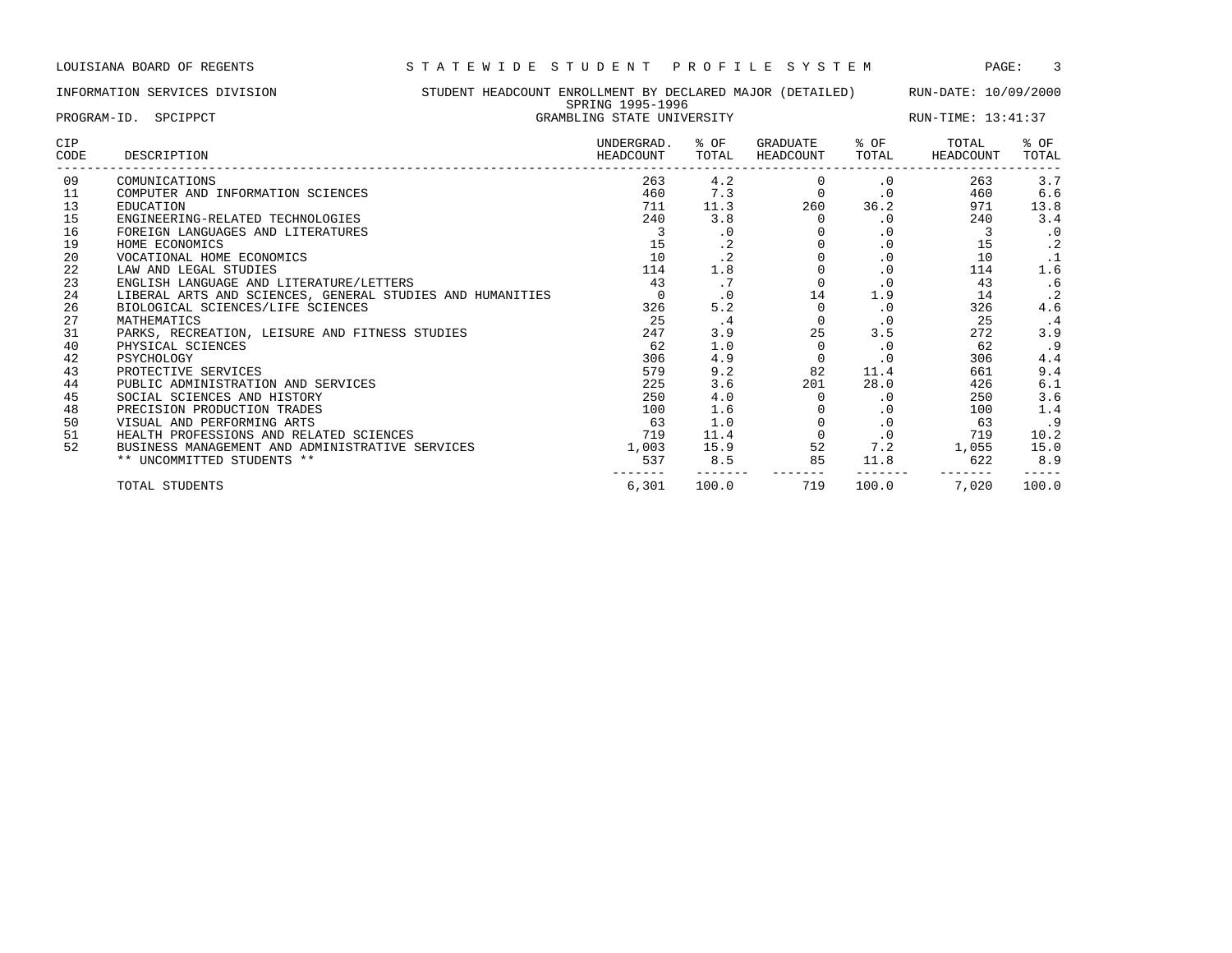LOUISIANA BOARD OF REGENTS — STATEWIDE STUDENT PROFILE SYSTEM

INFORMATION SERVICES DIVISION — STUDENT HEADCOUNT ENROLLMENT BY DECLARED MAJOR (DETAILED) — RUN-DATE: 10/09/2000

SPRING 1995-1996

PROGRAM-ID. SPCIPPCT — GRAMBLING STATE UNIVERSITY — RUN-TIME: 13:41:37

| CIP CODE | DESCRIPTION | UNDERGRAD. HEADCOUNT | % OF TOTAL | GRADUATE HEADCOUNT | % OF TOTAL | TOTAL HEADCOUNT | % OF TOTAL |
|---|---|---|---|---|---|---|---|
| 09 | COMUNICATIONS | 263 | 4.2 | 0 | .0 | 263 | 3.7 |
| 11 | COMPUTER AND INFORMATION SCIENCES | 460 | 7.3 | 0 | .0 | 460 | 6.6 |
| 13 | EDUCATION | 711 | 11.3 | 260 | 36.2 | 971 | 13.8 |
| 15 | ENGINEERING-RELATED TECHNOLOGIES | 240 | 3.8 | 0 | .0 | 240 | 3.4 |
| 16 | FOREIGN LANGUAGES AND LITERATURES | 3 | .0 | 0 | .0 | 3 | .0 |
| 19 | HOME ECONOMICS | 15 | .2 | 0 | .0 | 15 | .2 |
| 20 | VOCATIONAL HOME ECONOMICS | 10 | .2 | 0 | .0 | 10 | .1 |
| 22 | LAW AND LEGAL STUDIES | 114 | 1.8 | 0 | .0 | 114 | 1.6 |
| 23 | ENGLISH LANGUAGE AND LITERATURE/LETTERS | 43 | .7 | 0 | .0 | 43 | .6 |
| 24 | LIBERAL ARTS AND SCIENCES, GENERAL STUDIES AND HUMANITIES | 0 | .0 | 14 | 1.9 | 14 | .2 |
| 26 | BIOLOGICAL SCIENCES/LIFE SCIENCES | 326 | 5.2 | 0 | .0 | 326 | 4.6 |
| 27 | MATHEMATICS | 25 | .4 | 0 | .0 | 25 | .4 |
| 31 | PARKS, RECREATION, LEISURE AND FITNESS STUDIES | 247 | 3.9 | 25 | 3.5 | 272 | 3.9 |
| 40 | PHYSICAL SCIENCES | 62 | 1.0 | 0 | .0 | 62 | .9 |
| 42 | PSYCHOLOGY | 306 | 4.9 | 0 | .0 | 306 | 4.4 |
| 43 | PROTECTIVE SERVICES | 579 | 9.2 | 82 | 11.4 | 661 | 9.4 |
| 44 | PUBLIC ADMINISTRATION AND SERVICES | 225 | 3.6 | 201 | 28.0 | 426 | 6.1 |
| 45 | SOCIAL SCIENCES AND HISTORY | 250 | 4.0 | 0 | .0 | 250 | 3.6 |
| 48 | PRECISION PRODUCTION TRADES | 100 | 1.6 | 0 | .0 | 100 | 1.4 |
| 50 | VISUAL AND PERFORMING ARTS | 63 | 1.0 | 0 | .0 | 63 | .9 |
| 51 | HEALTH PROFESSIONS AND RELATED SCIENCES | 719 | 11.4 | 0 | .0 | 719 | 10.2 |
| 52 | BUSINESS MANAGEMENT AND ADMINISTRATIVE SERVICES | 1,003 | 15.9 | 52 | 7.2 | 1,055 | 15.0 |
| | ** UNCOMMITTED STUDENTS ** | 537 | 8.5 | 85 | 11.8 | 622 | 8.9 |
| | TOTAL STUDENTS | 6,301 | 100.0 | 719 | 100.0 | 7,020 | 100.0 |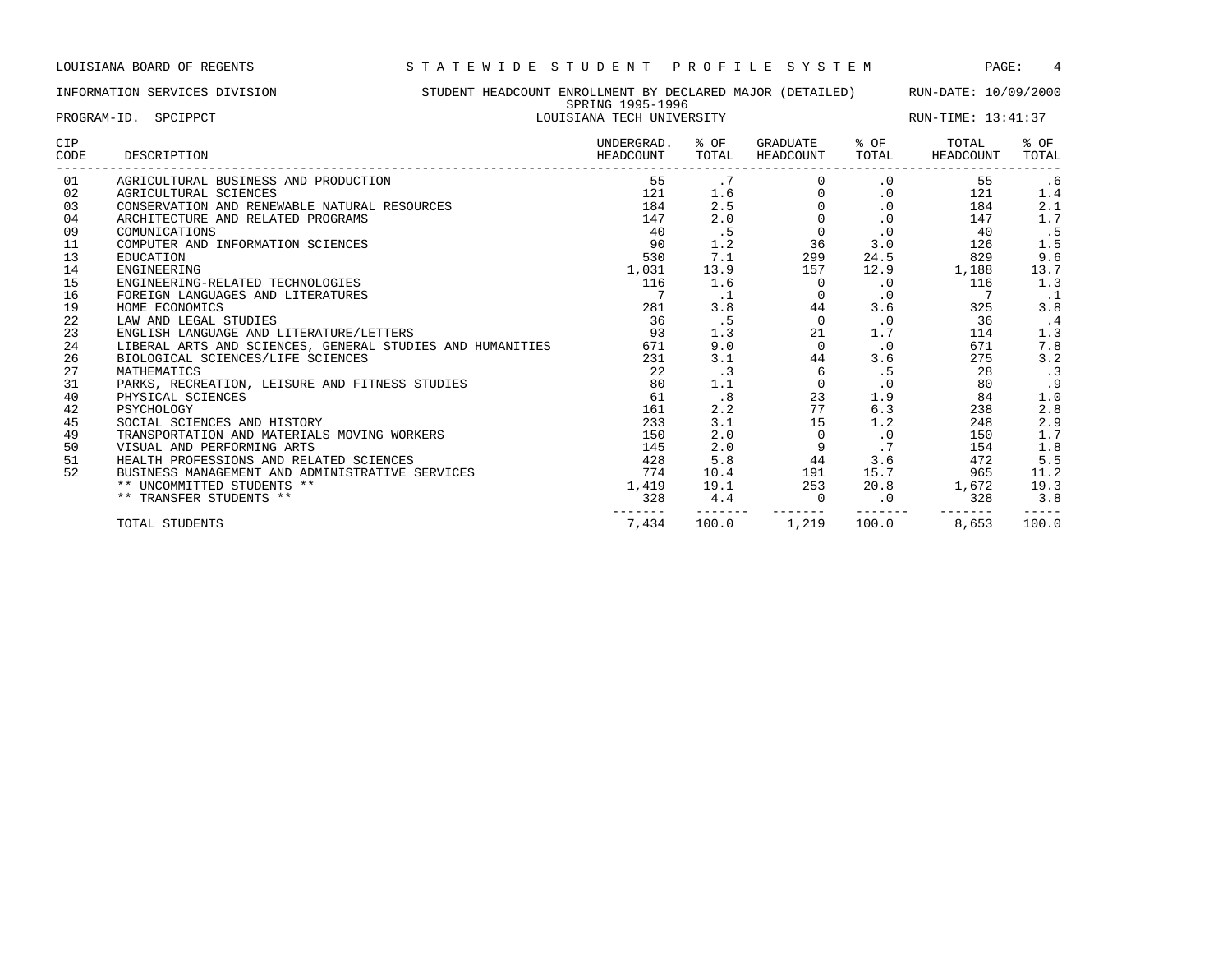LOUISIANA BOARD OF REGENTS — STATEWIDE STUDENT PROFILE SYSTEM

INFORMATION SERVICES DIVISION — STUDENT HEADCOUNT ENROLLMENT BY DECLARED MAJOR (DETAILED) — RUN-DATE: 10/09/2000

SPRING 1995-1996

PROGRAM-ID. SPCIPPCT — LOUISIANA TECH UNIVERSITY — RUN-TIME: 13:41:37

| CIP CODE | DESCRIPTION | UNDERGRAD. HEADCOUNT | % OF TOTAL | GRADUATE HEADCOUNT | % OF TOTAL | TOTAL HEADCOUNT | % OF TOTAL |
|---|---|---|---|---|---|---|---|
| 01 | AGRICULTURAL BUSINESS AND PRODUCTION | 55 | .7 | 0 | .0 | 55 | .6 |
| 02 | AGRICULTURAL SCIENCES | 121 | 1.6 | 0 | .0 | 121 | 1.4 |
| 03 | CONSERVATION AND RENEWABLE NATURAL RESOURCES | 184 | 2.5 | 0 | .0 | 184 | 2.1 |
| 04 | ARCHITECTURE AND RELATED PROGRAMS | 147 | 2.0 | 0 | .0 | 147 | 1.7 |
| 09 | COMUNICATIONS | 40 | .5 | 0 | .0 | 40 | .5 |
| 11 | COMPUTER AND INFORMATION SCIENCES | 90 | 1.2 | 36 | 3.0 | 126 | 1.5 |
| 13 | EDUCATION | 530 | 7.1 | 299 | 24.5 | 829 | 9.6 |
| 14 | ENGINEERING | 1,031 | 13.9 | 157 | 12.9 | 1,188 | 13.7 |
| 15 | ENGINEERING-RELATED TECHNOLOGIES | 116 | 1.6 | 0 | .0 | 116 | 1.3 |
| 16 | FOREIGN LANGUAGES AND LITERATURES | 7 | .1 | 0 | .0 | 7 | .1 |
| 19 | HOME ECONOMICS | 281 | 3.8 | 44 | 3.6 | 325 | 3.8 |
| 22 | LAW AND LEGAL STUDIES | 36 | .5 | 0 | .0 | 36 | .4 |
| 23 | ENGLISH LANGUAGE AND LITERATURE/LETTERS | 93 | 1.3 | 21 | 1.7 | 114 | 1.3 |
| 24 | LIBERAL ARTS AND SCIENCES, GENERAL STUDIES AND HUMANITIES | 671 | 9.0 | 0 | .0 | 671 | 7.8 |
| 26 | BIOLOGICAL SCIENCES/LIFE SCIENCES | 231 | 3.1 | 44 | 3.6 | 275 | 3.2 |
| 27 | MATHEMATICS | 22 | .3 | 6 | .5 | 28 | .3 |
| 31 | PARKS, RECREATION, LEISURE AND FITNESS STUDIES | 80 | 1.1 | 0 | .0 | 80 | .9 |
| 40 | PHYSICAL SCIENCES | 61 | .8 | 23 | 1.9 | 84 | 1.0 |
| 42 | PSYCHOLOGY | 161 | 2.2 | 77 | 6.3 | 238 | 2.8 |
| 45 | SOCIAL SCIENCES AND HISTORY | 233 | 3.1 | 15 | 1.2 | 248 | 2.9 |
| 49 | TRANSPORTATION AND MATERIALS MOVING WORKERS | 150 | 2.0 | 0 | .0 | 150 | 1.7 |
| 50 | VISUAL AND PERFORMING ARTS | 145 | 2.0 | 9 | .7 | 154 | 1.8 |
| 51 | HEALTH PROFESSIONS AND RELATED SCIENCES | 428 | 5.8 | 44 | 3.6 | 472 | 5.5 |
| 52 | BUSINESS MANAGEMENT AND ADMINISTRATIVE SERVICES | 774 | 10.4 | 191 | 15.7 | 965 | 11.2 |
| | ** UNCOMMITTED STUDENTS ** | 1,419 | 19.1 | 253 | 20.8 | 1,672 | 19.3 |
| | ** TRANSFER STUDENTS ** | 328 | 4.4 | 0 | .0 | 328 | 3.8 |
| | TOTAL STUDENTS | 7,434 | 100.0 | 1,219 | 100.0 | 8,653 | 100.0 |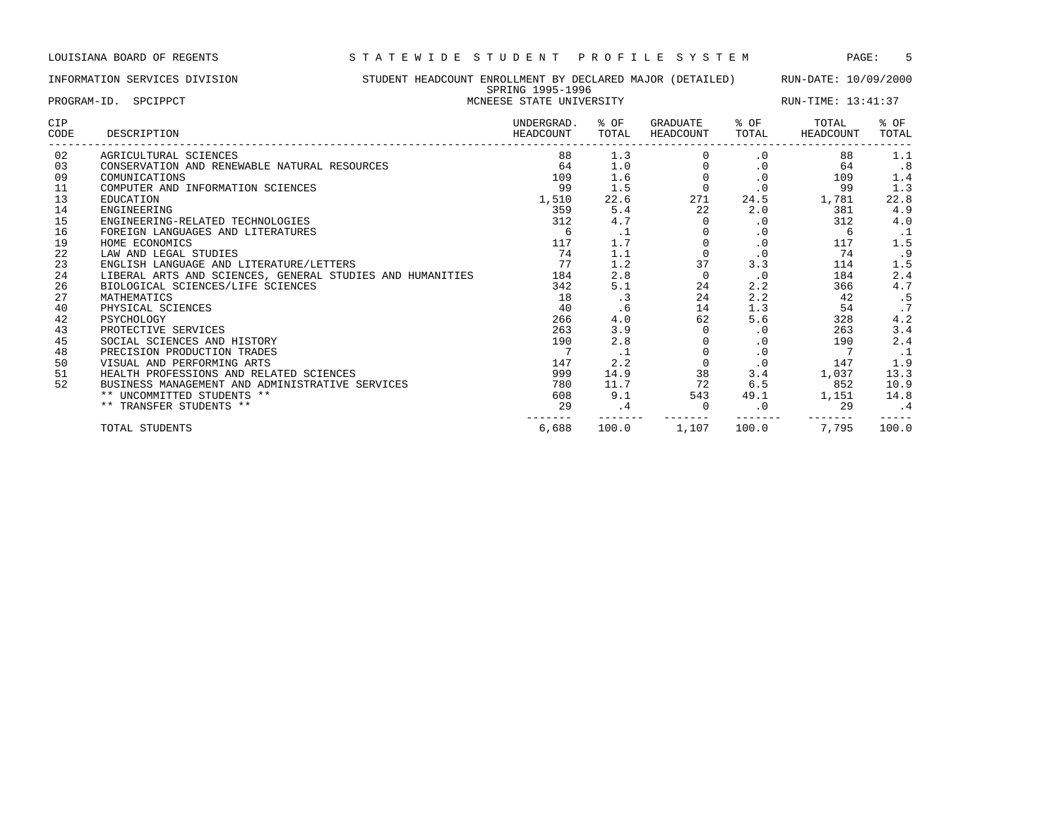LOUISIANA BOARD OF REGENTS — STATEWIDE STUDENT PROFILE SYSTEM

INFORMATION SERVICES DIVISION — STUDENT HEADCOUNT ENROLLMENT BY DECLARED MAJOR (DETAILED) — RUN-DATE: 10/09/2000

SPRING 1995-1996

PROGRAM-ID. SPCIPPCT — MCNEESE STATE UNIVERSITY — RUN-TIME: 13:41:37

| CIP CODE | DESCRIPTION | UNDERGRAD. HEADCOUNT | % OF TOTAL | GRADUATE HEADCOUNT | % OF TOTAL | TOTAL HEADCOUNT | % OF TOTAL |
|---|---|---|---|---|---|---|---|
| 02 | AGRICULTURAL SCIENCES | 88 | 1.3 | 0 | .0 | 88 | 1.1 |
| 03 | CONSERVATION AND RENEWABLE NATURAL RESOURCES | 64 | 1.0 | 0 | .0 | 64 | .8 |
| 09 | COMUNICATIONS | 109 | 1.6 | 0 | .0 | 109 | 1.4 |
| 11 | COMPUTER AND INFORMATION SCIENCES | 99 | 1.5 | 0 | .0 | 99 | 1.3 |
| 13 | EDUCATION | 1,510 | 22.6 | 271 | 24.5 | 1,781 | 22.8 |
| 14 | ENGINEERING | 359 | 5.4 | 22 | 2.0 | 381 | 4.9 |
| 15 | ENGINEERING-RELATED TECHNOLOGIES | 312 | 4.7 | 0 | .0 | 312 | 4.0 |
| 16 | FOREIGN LANGUAGES AND LITERATURES | 6 | .1 | 0 | .0 | 6 | .1 |
| 19 | HOME ECONOMICS | 117 | 1.7 | 0 | .0 | 117 | 1.5 |
| 22 | LAW AND LEGAL STUDIES | 74 | 1.1 | 0 | .0 | 74 | .9 |
| 23 | ENGLISH LANGUAGE AND LITERATURE/LETTERS | 77 | 1.2 | 37 | 3.3 | 114 | 1.5 |
| 24 | LIBERAL ARTS AND SCIENCES, GENERAL STUDIES AND HUMANITIES | 184 | 2.8 | 0 | .0 | 184 | 2.4 |
| 26 | BIOLOGICAL SCIENCES/LIFE SCIENCES | 342 | 5.1 | 24 | 2.2 | 366 | 4.7 |
| 27 | MATHEMATICS | 18 | .3 | 24 | 2.2 | 42 | .5 |
| 40 | PHYSICAL SCIENCES | 40 | .6 | 14 | 1.3 | 54 | .7 |
| 42 | PSYCHOLOGY | 266 | 4.0 | 62 | 5.6 | 328 | 4.2 |
| 43 | PROTECTIVE SERVICES | 263 | 3.9 | 0 | .0 | 263 | 3.4 |
| 45 | SOCIAL SCIENCES AND HISTORY | 190 | 2.8 | 0 | .0 | 190 | 2.4 |
| 48 | PRECISION PRODUCTION TRADES | 7 | .1 | 0 | .0 | 7 | .1 |
| 50 | VISUAL AND PERFORMING ARTS | 147 | 2.2 | 0 | .0 | 147 | 1.9 |
| 51 | HEALTH PROFESSIONS AND RELATED SCIENCES | 999 | 14.9 | 38 | 3.4 | 1,037 | 13.3 |
| 52 | BUSINESS MANAGEMENT AND ADMINISTRATIVE SERVICES | 780 | 11.7 | 72 | 6.5 | 852 | 10.9 |
| | ** UNCOMMITTED STUDENTS ** | 608 | 9.1 | 543 | 49.1 | 1,151 | 14.8 |
| | ** TRANSFER STUDENTS ** | 29 | .4 | 0 | .0 | 29 | .4 |
| | TOTAL STUDENTS | 6,688 | 100.0 | 1,107 | 100.0 | 7,795 | 100.0 |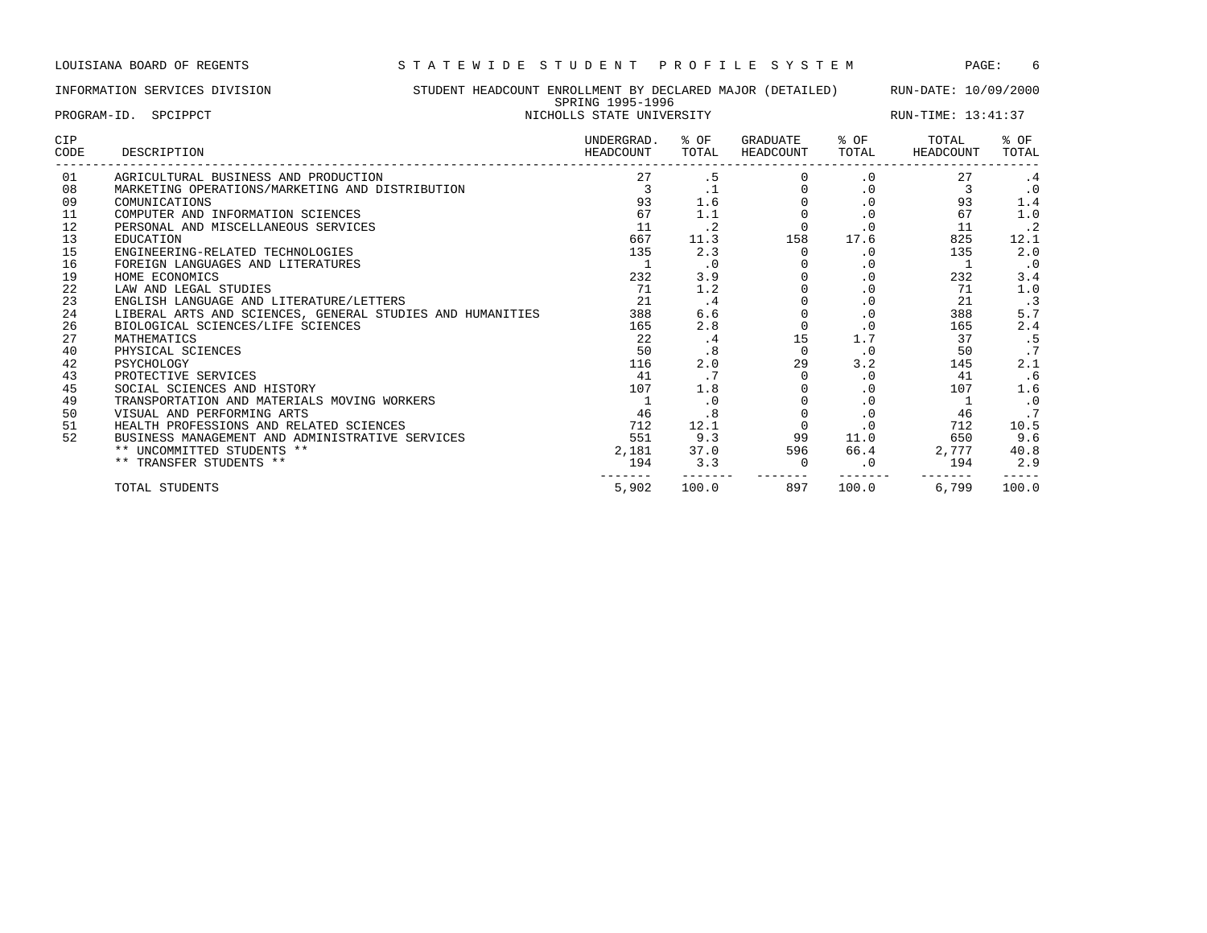LOUISIANA BOARD OF REGENTS — STATEWIDE STUDENT PROFILE SYSTEM

INFORMATION SERVICES DIVISION — STUDENT HEADCOUNT ENROLLMENT BY DECLARED MAJOR (DETAILED) — RUN-DATE: 10/09/2000

SPRING 1995-1996

PROGRAM-ID. SPCIPPCT — NICHOLLS STATE UNIVERSITY — RUN-TIME: 13:41:37

| CIP CODE | DESCRIPTION | UNDERGRAD. HEADCOUNT | % OF TOTAL | GRADUATE HEADCOUNT | % OF TOTAL | TOTAL HEADCOUNT | % OF TOTAL |
|---|---|---|---|---|---|---|---|
| 01 | AGRICULTURAL BUSINESS AND PRODUCTION | 27 | .5 | 0 | .0 | 27 | .4 |
| 08 | MARKETING OPERATIONS/MARKETING AND DISTRIBUTION | 3 | .1 | 0 | .0 | 3 | .0 |
| 09 | COMUNICATIONS | 93 | 1.6 | 0 | .0 | 93 | 1.4 |
| 11 | COMPUTER AND INFORMATION SCIENCES | 67 | 1.1 | 0 | .0 | 67 | 1.0 |
| 12 | PERSONAL AND MISCELLANEOUS SERVICES | 11 | .2 | 0 | .0 | 11 | .2 |
| 13 | EDUCATION | 667 | 11.3 | 158 | 17.6 | 825 | 12.1 |
| 15 | ENGINEERING-RELATED TECHNOLOGIES | 135 | 2.3 | 0 | .0 | 135 | 2.0 |
| 16 | FOREIGN LANGUAGES AND LITERATURES | 1 | .0 | 0 | .0 | 1 | .0 |
| 19 | HOME ECONOMICS | 232 | 3.9 | 0 | .0 | 232 | 3.4 |
| 22 | LAW AND LEGAL STUDIES | 71 | 1.2 | 0 | .0 | 71 | 1.0 |
| 23 | ENGLISH LANGUAGE AND LITERATURE/LETTERS | 21 | .4 | 0 | .0 | 21 | .3 |
| 24 | LIBERAL ARTS AND SCIENCES, GENERAL STUDIES AND HUMANITIES | 388 | 6.6 | 0 | .0 | 388 | 5.7 |
| 26 | BIOLOGICAL SCIENCES/LIFE SCIENCES | 165 | 2.8 | 0 | .0 | 165 | 2.4 |
| 27 | MATHEMATICS | 22 | .4 | 15 | 1.7 | 37 | .5 |
| 40 | PHYSICAL SCIENCES | 50 | .8 | 0 | .0 | 50 | .7 |
| 42 | PSYCHOLOGY | 116 | 2.0 | 29 | 3.2 | 145 | 2.1 |
| 43 | PROTECTIVE SERVICES | 41 | .7 | 0 | .0 | 41 | .6 |
| 45 | SOCIAL SCIENCES AND HISTORY | 107 | 1.8 | 0 | .0 | 107 | 1.6 |
| 49 | TRANSPORTATION AND MATERIALS MOVING WORKERS | 1 | .0 | 0 | .0 | 1 | .0 |
| 50 | VISUAL AND PERFORMING ARTS | 46 | .8 | 0 | .0 | 46 | .7 |
| 51 | HEALTH PROFESSIONS AND RELATED SCIENCES | 712 | 12.1 | 0 | .0 | 712 | 10.5 |
| 52 | BUSINESS MANAGEMENT AND ADMINISTRATIVE SERVICES | 551 | 9.3 | 99 | 11.0 | 650 | 9.6 |
| | ** UNCOMMITTED STUDENTS ** | 2,181 | 37.0 | 596 | 66.4 | 2,777 | 40.8 |
| | ** TRANSFER STUDENTS ** | 194 | 3.3 | 0 | .0 | 194 | 2.9 |
| | TOTAL STUDENTS | 5,902 | 100.0 | 897 | 100.0 | 6,799 | 100.0 |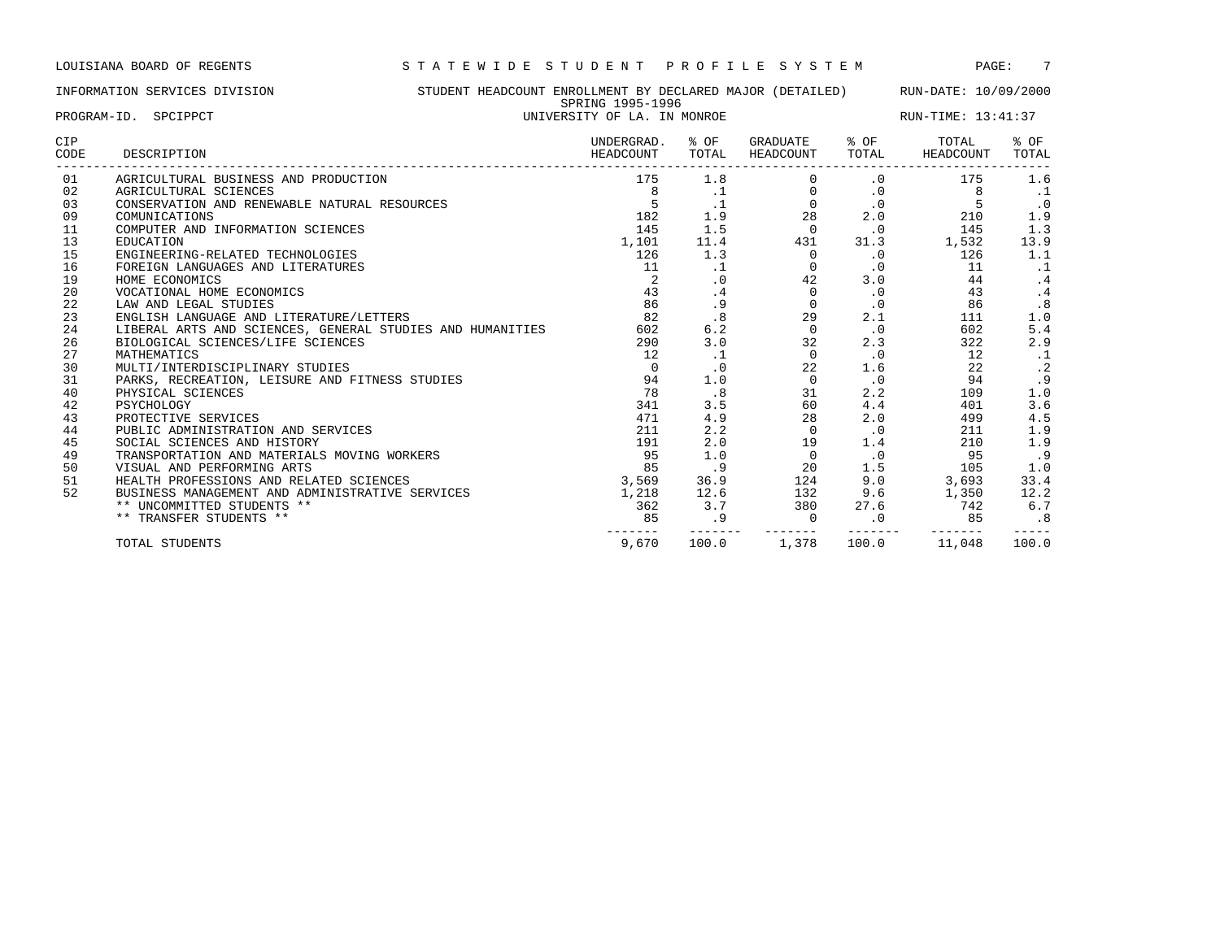LOUISIANA BOARD OF REGENTS — STATEWIDE STUDENT PROFILE SYSTEM

INFORMATION SERVICES DIVISION — STUDENT HEADCOUNT ENROLLMENT BY DECLARED MAJOR (DETAILED) — RUN-DATE: 10/09/2000

SPRING 1995-1996

PROGRAM-ID. SPCIPPCT — UNIVERSITY OF LA. IN MONROE — RUN-TIME: 13:41:37

| CIP CODE | DESCRIPTION | UNDERGRAD. HEADCOUNT | % OF TOTAL | GRADUATE HEADCOUNT | % OF TOTAL | TOTAL HEADCOUNT | % OF TOTAL |
|---|---|---|---|---|---|---|---|
| 01 | AGRICULTURAL BUSINESS AND PRODUCTION | 175 | 1.8 | 0 | .0 | 175 | 1.6 |
| 02 | AGRICULTURAL SCIENCES | 8 | .1 | 0 | .0 | 8 | .1 |
| 03 | CONSERVATION AND RENEWABLE NATURAL RESOURCES | 5 | .1 | 0 | .0 | 5 | .0 |
| 09 | COMUNICATIONS | 182 | 1.9 | 28 | 2.0 | 210 | 1.9 |
| 11 | COMPUTER AND INFORMATION SCIENCES | 145 | 1.5 | 0 | .0 | 145 | 1.3 |
| 13 | EDUCATION | 1,101 | 11.4 | 431 | 31.3 | 1,532 | 13.9 |
| 15 | ENGINEERING-RELATED TECHNOLOGIES | 126 | 1.3 | 0 | .0 | 126 | 1.1 |
| 16 | FOREIGN LANGUAGES AND LITERATURES | 11 | .1 | 0 | .0 | 11 | .1 |
| 19 | HOME ECONOMICS | 2 | .0 | 42 | 3.0 | 44 | .4 |
| 20 | VOCATIONAL HOME ECONOMICS | 43 | .4 | 0 | .0 | 43 | .4 |
| 22 | LAW AND LEGAL STUDIES | 86 | .9 | 0 | .0 | 86 | .8 |
| 23 | ENGLISH LANGUAGE AND LITERATURE/LETTERS | 82 | .8 | 29 | 2.1 | 111 | 1.0 |
| 24 | LIBERAL ARTS AND SCIENCES, GENERAL STUDIES AND HUMANITIES | 602 | 6.2 | 0 | .0 | 602 | 5.4 |
| 26 | BIOLOGICAL SCIENCES/LIFE SCIENCES | 290 | 3.0 | 32 | 2.3 | 322 | 2.9 |
| 27 | MATHEMATICS | 12 | .1 | 0 | .0 | 12 | .1 |
| 30 | MULTI/INTERDISCIPLINARY STUDIES | 0 | .0 | 22 | 1.6 | 22 | .2 |
| 31 | PARKS, RECREATION, LEISURE AND FITNESS STUDIES | 94 | 1.0 | 0 | .0 | 94 | .9 |
| 40 | PHYSICAL SCIENCES | 78 | .8 | 31 | 2.2 | 109 | 1.0 |
| 42 | PSYCHOLOGY | 341 | 3.5 | 60 | 4.4 | 401 | 3.6 |
| 43 | PROTECTIVE SERVICES | 471 | 4.9 | 28 | 2.0 | 499 | 4.5 |
| 44 | PUBLIC ADMINISTRATION AND SERVICES | 211 | 2.2 | 0 | .0 | 211 | 1.9 |
| 45 | SOCIAL SCIENCES AND HISTORY | 191 | 2.0 | 19 | 1.4 | 210 | 1.9 |
| 49 | TRANSPORTATION AND MATERIALS MOVING WORKERS | 95 | 1.0 | 0 | .0 | 95 | .9 |
| 50 | VISUAL AND PERFORMING ARTS | 85 | .9 | 20 | 1.5 | 105 | 1.0 |
| 51 | HEALTH PROFESSIONS AND RELATED SCIENCES | 3,569 | 36.9 | 124 | 9.0 | 3,693 | 33.4 |
| 52 | BUSINESS MANAGEMENT AND ADMINISTRATIVE SERVICES | 1,218 | 12.6 | 132 | 9.6 | 1,350 | 12.2 |
| | ** UNCOMMITTED STUDENTS ** | 362 | 3.7 | 380 | 27.6 | 742 | 6.7 |
| | ** TRANSFER STUDENTS ** | 85 | .9 | 0 | .0 | 85 | .8 |
| | TOTAL STUDENTS | 9,670 | 100.0 | 1,378 | 100.0 | 11,048 | 100.0 |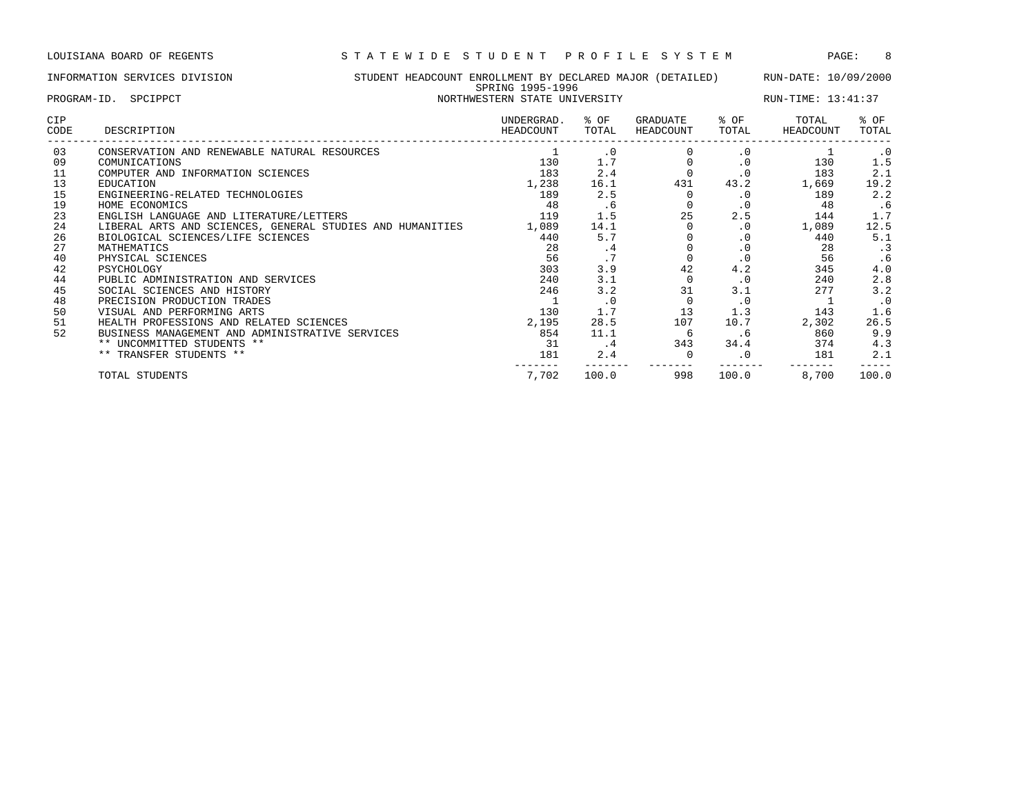LOUISIANA BOARD OF REGENTS — STATEWIDE STUDENT PROFILE SYSTEM

INFORMATION SERVICES DIVISION — STUDENT HEADCOUNT ENROLLMENT BY DECLARED MAJOR (DETAILED) — RUN-DATE: 10/09/2000

SPRING 1995-1996

PROGRAM-ID. SPCIPPCT — NORTHWESTERN STATE UNIVERSITY — RUN-TIME: 13:41:37

| CIP CODE | DESCRIPTION | UNDERGRAD. HEADCOUNT | % OF TOTAL | GRADUATE HEADCOUNT | % OF TOTAL | TOTAL HEADCOUNT | % OF TOTAL |
|---|---|---|---|---|---|---|---|
| 03 | CONSERVATION AND RENEWABLE NATURAL RESOURCES | 1 | .0 | 0 | .0 | 1 | .0 |
| 09 | COMUNICATIONS | 130 | 1.7 | 0 | .0 | 130 | 1.5 |
| 11 | COMPUTER AND INFORMATION SCIENCES | 183 | 2.4 | 0 | .0 | 183 | 2.1 |
| 13 | EDUCATION | 1,238 | 16.1 | 431 | 43.2 | 1,669 | 19.2 |
| 15 | ENGINEERING-RELATED TECHNOLOGIES | 189 | 2.5 | 0 | .0 | 189 | 2.2 |
| 19 | HOME ECONOMICS | 48 | .6 | 0 | .0 | 48 | .6 |
| 23 | ENGLISH LANGUAGE AND LITERATURE/LETTERS | 119 | 1.5 | 25 | 2.5 | 144 | 1.7 |
| 24 | LIBERAL ARTS AND SCIENCES, GENERAL STUDIES AND HUMANITIES | 1,089 | 14.1 | 0 | .0 | 1,089 | 12.5 |
| 26 | BIOLOGICAL SCIENCES/LIFE SCIENCES | 440 | 5.7 | 0 | .0 | 440 | 5.1 |
| 27 | MATHEMATICS | 28 | .4 | 0 | .0 | 28 | .3 |
| 40 | PHYSICAL SCIENCES | 56 | .7 | 0 | .0 | 56 | .6 |
| 42 | PSYCHOLOGY | 303 | 3.9 | 42 | 4.2 | 345 | 4.0 |
| 44 | PUBLIC ADMINISTRATION AND SERVICES | 240 | 3.1 | 0 | .0 | 240 | 2.8 |
| 45 | SOCIAL SCIENCES AND HISTORY | 246 | 3.2 | 31 | 3.1 | 277 | 3.2 |
| 48 | PRECISION PRODUCTION TRADES | 1 | .0 | 0 | .0 | 1 | .0 |
| 50 | VISUAL AND PERFORMING ARTS | 130 | 1.7 | 13 | 1.3 | 143 | 1.6 |
| 51 | HEALTH PROFESSIONS AND RELATED SCIENCES | 2,195 | 28.5 | 107 | 10.7 | 2,302 | 26.5 |
| 52 | BUSINESS MANAGEMENT AND ADMINISTRATIVE SERVICES | 854 | 11.1 | 6 | .6 | 860 | 9.9 |
| | ** UNCOMMITTED STUDENTS ** | 31 | .4 | 343 | 34.4 | 374 | 4.3 |
| | ** TRANSFER STUDENTS ** | 181 | 2.4 | 0 | .0 | 181 | 2.1 |
| | TOTAL STUDENTS | 7,702 | 100.0 | 998 | 100.0 | 8,700 | 100.0 |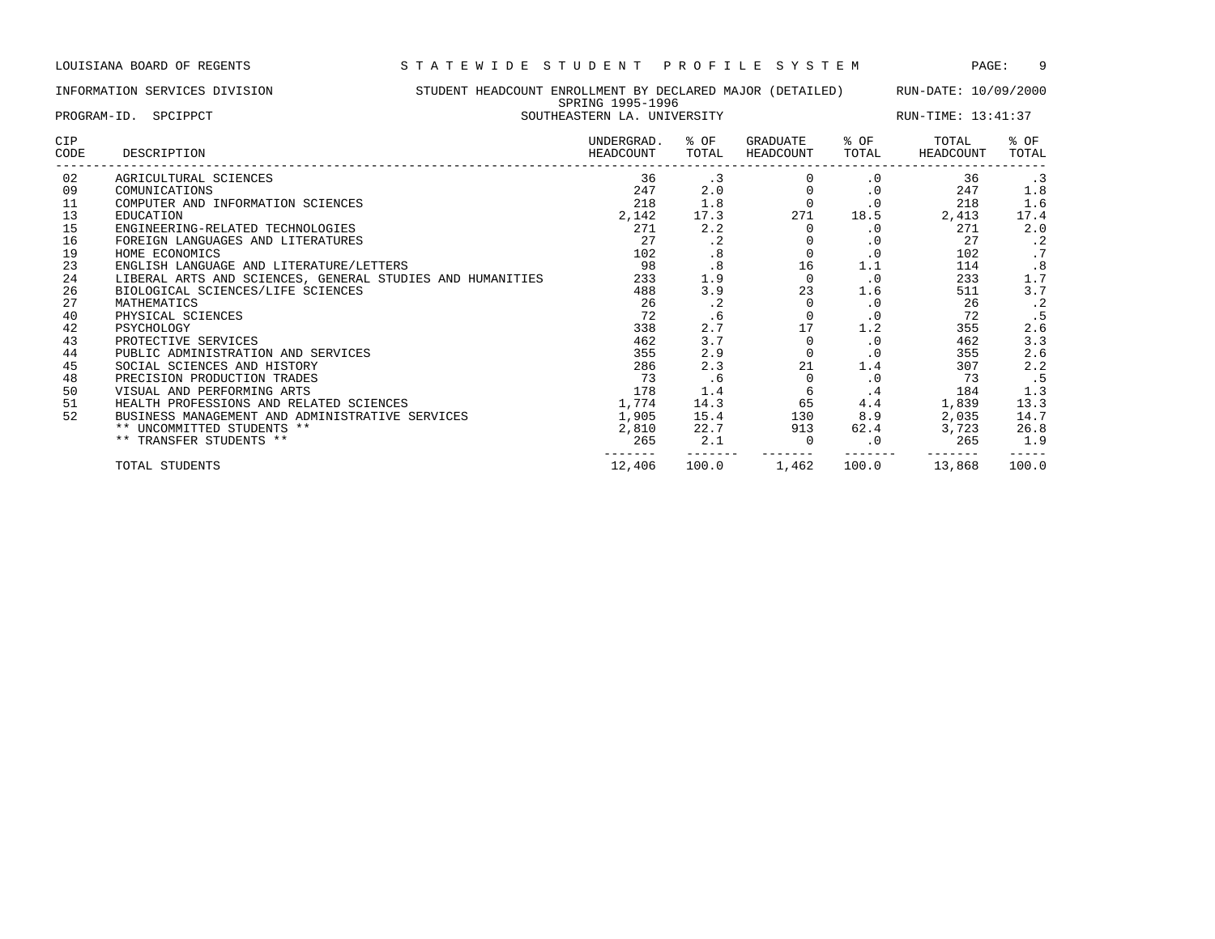LOUISIANA BOARD OF REGENTS — STATEWIDE STUDENT PROFILE SYSTEM

INFORMATION SERVICES DIVISION — STUDENT HEADCOUNT ENROLLMENT BY DECLARED MAJOR (DETAILED) — RUN-DATE: 10/09/2000

SPRING 1995-1996

PROGRAM-ID. SPCIPPCT — SOUTHEASTERN LA. UNIVERSITY — RUN-TIME: 13:41:37

| CIP CODE | DESCRIPTION | UNDERGRAD. HEADCOUNT | % OF TOTAL | GRADUATE HEADCOUNT | % OF TOTAL | TOTAL HEADCOUNT | % OF TOTAL |
|---|---|---|---|---|---|---|---|
| 02 | AGRICULTURAL SCIENCES | 36 | .3 | 0 | .0 | 36 | .3 |
| 09 | COMUNICATIONS | 247 | 2.0 | 0 | .0 | 247 | 1.8 |
| 11 | COMPUTER AND INFORMATION SCIENCES | 218 | 1.8 | 0 | .0 | 218 | 1.6 |
| 13 | EDUCATION | 2,142 | 17.3 | 271 | 18.5 | 2,413 | 17.4 |
| 15 | ENGINEERING-RELATED TECHNOLOGIES | 271 | 2.2 | 0 | .0 | 271 | 2.0 |
| 16 | FOREIGN LANGUAGES AND LITERATURES | 27 | .2 | 0 | .0 | 27 | .2 |
| 19 | HOME ECONOMICS | 102 | .8 | 0 | .0 | 102 | .7 |
| 23 | ENGLISH LANGUAGE AND LITERATURE/LETTERS | 98 | .8 | 16 | 1.1 | 114 | .8 |
| 24 | LIBERAL ARTS AND SCIENCES, GENERAL STUDIES AND HUMANITIES | 233 | 1.9 | 0 | .0 | 233 | 1.7 |
| 26 | BIOLOGICAL SCIENCES/LIFE SCIENCES | 488 | 3.9 | 23 | 1.6 | 511 | 3.7 |
| 27 | MATHEMATICS | 26 | .2 | 0 | .0 | 26 | .2 |
| 40 | PHYSICAL SCIENCES | 72 | .6 | 0 | .0 | 72 | .5 |
| 42 | PSYCHOLOGY | 338 | 2.7 | 17 | 1.2 | 355 | 2.6 |
| 43 | PROTECTIVE SERVICES | 462 | 3.7 | 0 | .0 | 462 | 3.3 |
| 44 | PUBLIC ADMINISTRATION AND SERVICES | 355 | 2.9 | 0 | .0 | 355 | 2.6 |
| 45 | SOCIAL SCIENCES AND HISTORY | 286 | 2.3 | 21 | 1.4 | 307 | 2.2 |
| 48 | PRECISION PRODUCTION TRADES | 73 | .6 | 0 | .0 | 73 | .5 |
| 50 | VISUAL AND PERFORMING ARTS | 178 | 1.4 | 6 | .4 | 184 | 1.3 |
| 51 | HEALTH PROFESSIONS AND RELATED SCIENCES | 1,774 | 14.3 | 65 | 4.4 | 1,839 | 13.3 |
| 52 | BUSINESS MANAGEMENT AND ADMINISTRATIVE SERVICES | 1,905 | 15.4 | 130 | 8.9 | 2,035 | 14.7 |
| | ** UNCOMMITTED STUDENTS ** | 2,810 | 22.7 | 913 | 62.4 | 3,723 | 26.8 |
| | ** TRANSFER STUDENTS ** | 265 | 2.1 | 0 | .0 | 265 | 1.9 |
| | TOTAL STUDENTS | 12,406 | 100.0 | 1,462 | 100.0 | 13,868 | 100.0 |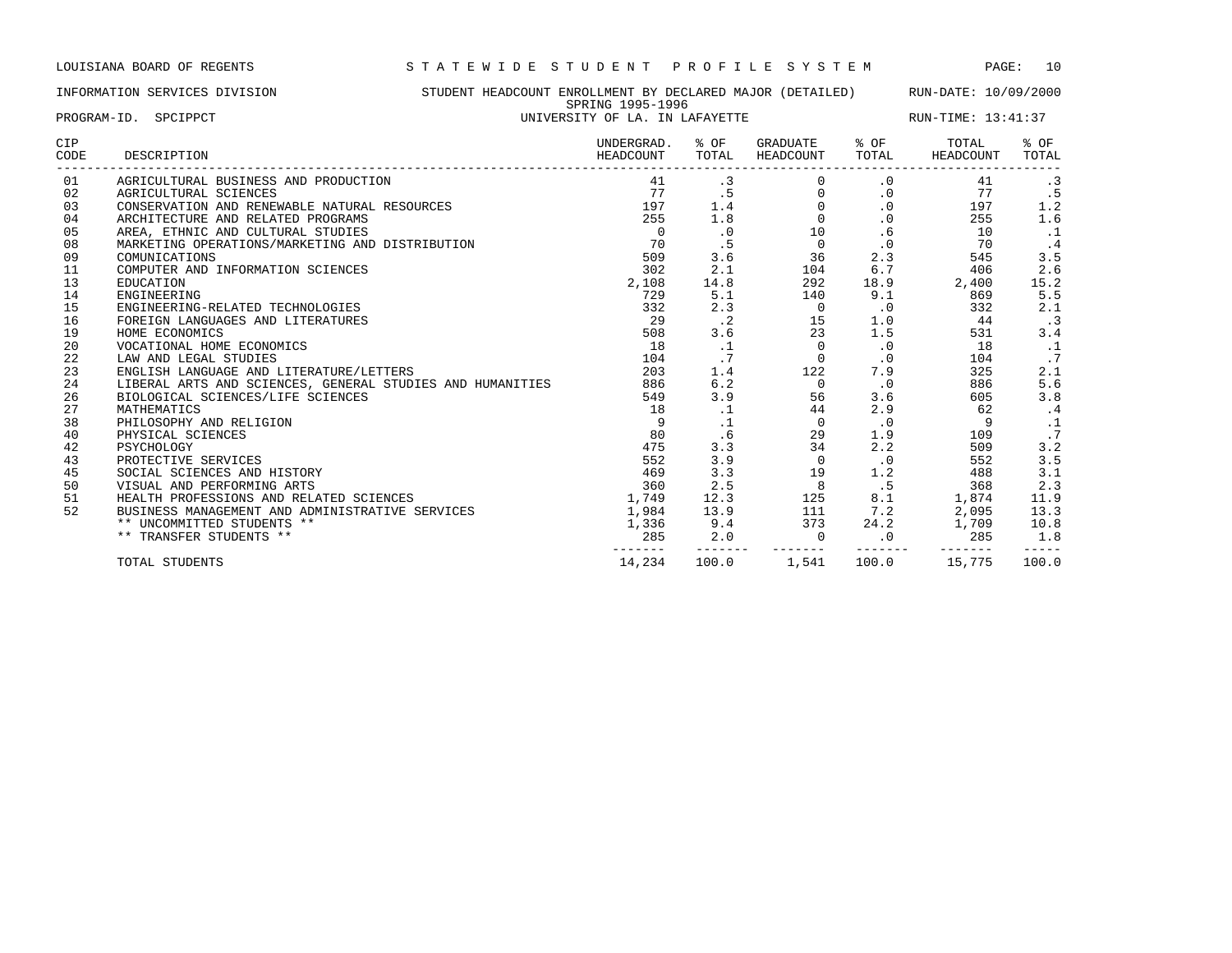LOUISIANA BOARD OF REGENTS — STATEWIDE STUDENT PROFILE SYSTEM

INFORMATION SERVICES DIVISION — STUDENT HEADCOUNT ENROLLMENT BY DECLARED MAJOR (DETAILED) — RUN-DATE: 10/09/2000

SPRING 1995-1996

PROGRAM-ID. SPCIPPCT — UNIVERSITY OF LA. IN LAFAYETTE — RUN-TIME: 13:41:37

| CIP CODE | DESCRIPTION | UNDERGRAD. HEADCOUNT | % OF TOTAL | GRADUATE HEADCOUNT | % OF TOTAL | TOTAL HEADCOUNT | % OF TOTAL |
|---|---|---|---|---|---|---|---|
| 01 | AGRICULTURAL BUSINESS AND PRODUCTION | 41 | .3 | 0 | .0 | 41 | .3 |
| 02 | AGRICULTURAL SCIENCES | 77 | .5 | 0 | .0 | 77 | .5 |
| 03 | CONSERVATION AND RENEWABLE NATURAL RESOURCES | 197 | 1.4 | 0 | .0 | 197 | 1.2 |
| 04 | ARCHITECTURE AND RELATED PROGRAMS | 255 | 1.8 | 0 | .0 | 255 | 1.6 |
| 05 | AREA, ETHNIC AND CULTURAL STUDIES | 0 | .0 | 10 | .6 | 10 | .1 |
| 08 | MARKETING OPERATIONS/MARKETING AND DISTRIBUTION | 70 | .5 | 0 | .0 | 70 | .4 |
| 09 | COMUNICATIONS | 509 | 3.6 | 36 | 2.3 | 545 | 3.5 |
| 11 | COMPUTER AND INFORMATION SCIENCES | 302 | 2.1 | 104 | 6.7 | 406 | 2.6 |
| 13 | EDUCATION | 2,108 | 14.8 | 292 | 18.9 | 2,400 | 15.2 |
| 14 | ENGINEERING | 729 | 5.1 | 140 | 9.1 | 869 | 5.5 |
| 15 | ENGINEERING-RELATED TECHNOLOGIES | 332 | 2.3 | 0 | .0 | 332 | 2.1 |
| 16 | FOREIGN LANGUAGES AND LITERATURES | 29 | .2 | 15 | 1.0 | 44 | .3 |
| 19 | HOME ECONOMICS | 508 | 3.6 | 23 | 1.5 | 531 | 3.4 |
| 20 | VOCATIONAL HOME ECONOMICS | 18 | .1 | 0 | .0 | 18 | .1 |
| 22 | LAW AND LEGAL STUDIES | 104 | .7 | 0 | .0 | 104 | .7 |
| 23 | ENGLISH LANGUAGE AND LITERATURE/LETTERS | 203 | 1.4 | 122 | 7.9 | 325 | 2.1 |
| 24 | LIBERAL ARTS AND SCIENCES, GENERAL STUDIES AND HUMANITIES | 886 | 6.2 | 0 | .0 | 886 | 5.6 |
| 26 | BIOLOGICAL SCIENCES/LIFE SCIENCES | 549 | 3.9 | 56 | 3.6 | 605 | 3.8 |
| 27 | MATHEMATICS | 18 | .1 | 44 | 2.9 | 62 | .4 |
| 38 | PHILOSOPHY AND RELIGION | 9 | .1 | 0 | .0 | 9 | .1 |
| 40 | PHYSICAL SCIENCES | 80 | .6 | 29 | 1.9 | 109 | .7 |
| 42 | PSYCHOLOGY | 475 | 3.3 | 34 | 2.2 | 509 | 3.2 |
| 43 | PROTECTIVE SERVICES | 552 | 3.9 | 0 | .0 | 552 | 3.5 |
| 45 | SOCIAL SCIENCES AND HISTORY | 469 | 3.3 | 19 | 1.2 | 488 | 3.1 |
| 50 | VISUAL AND PERFORMING ARTS | 360 | 2.5 | 8 | .5 | 368 | 2.3 |
| 51 | HEALTH PROFESSIONS AND RELATED SCIENCES | 1,749 | 12.3 | 125 | 8.1 | 1,874 | 11.9 |
| 52 | BUSINESS MANAGEMENT AND ADMINISTRATIVE SERVICES | 1,984 | 13.9 | 111 | 7.2 | 2,095 | 13.3 |
| | ** UNCOMMITTED STUDENTS ** | 1,336 | 9.4 | 373 | 24.2 | 1,709 | 10.8 |
| | ** TRANSFER STUDENTS ** | 285 | 2.0 | 0 | .0 | 285 | 1.8 |
| | TOTAL STUDENTS | 14,234 | 100.0 | 1,541 | 100.0 | 15,775 | 100.0 |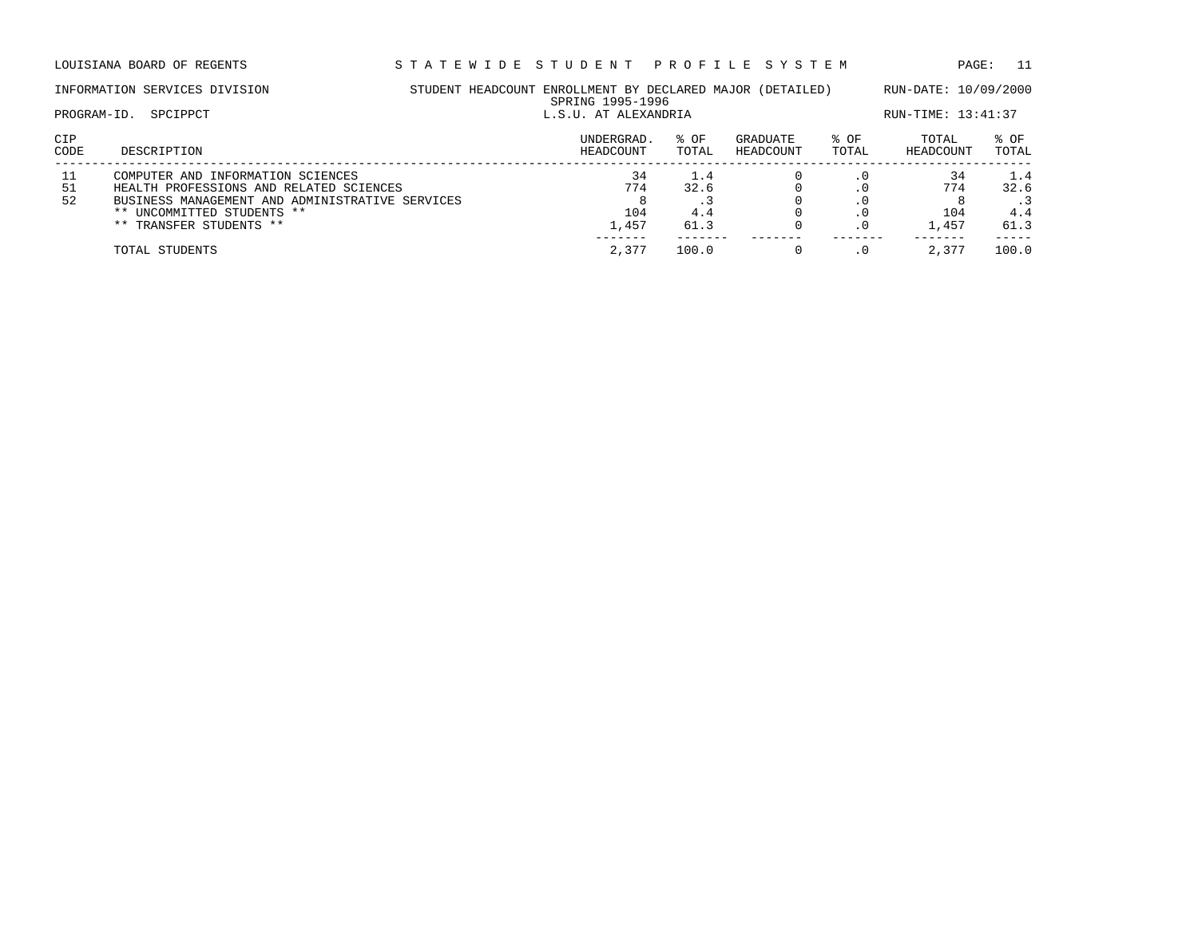LOUISIANA BOARD OF REGENTS — STATEWIDE STUDENT PROFILE SYSTEM

INFORMATION SERVICES DIVISION — STUDENT HEADCOUNT ENROLLMENT BY DECLARED MAJOR (DETAILED) — RUN-DATE: 10/09/2000

SPRING 1995-1996

PROGRAM-ID. SPCIPPCT — L.S.U. AT ALEXANDRIA — RUN-TIME: 13:41:37

| CIP CODE | DESCRIPTION | UNDERGRAD. HEADCOUNT | % OF TOTAL | GRADUATE HEADCOUNT | % OF TOTAL | TOTAL HEADCOUNT | % OF TOTAL |
|---|---|---|---|---|---|---|---|
| 11 | COMPUTER AND INFORMATION SCIENCES | 34 | 1.4 | 0 | .0 | 34 | 1.4 |
| 51 | HEALTH PROFESSIONS AND RELATED SCIENCES | 774 | 32.6 | 0 | .0 | 774 | 32.6 |
| 52 | BUSINESS MANAGEMENT AND ADMINISTRATIVE SERVICES | 8 | .3 | 0 | .0 | 8 | .3 |
| | ** UNCOMMITTED STUDENTS ** | 104 | 4.4 | 0 | .0 | 104 | 4.4 |
| | ** TRANSFER STUDENTS ** | 1,457 | 61.3 | 0 | .0 | 1,457 | 61.3 |
| | TOTAL STUDENTS | 2,377 | 100.0 | 0 | .0 | 2,377 | 100.0 |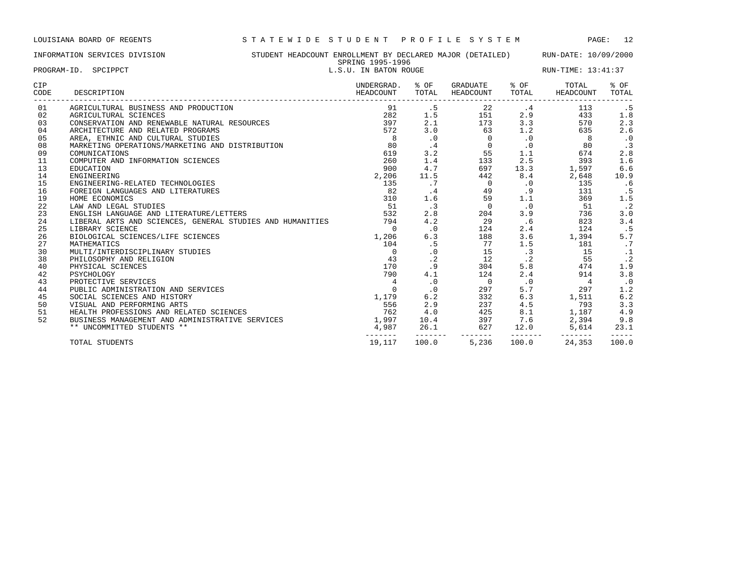LOUISIANA BOARD OF REGENTS — STATEWIDE STUDENT PROFILE SYSTEM

INFORMATION SERVICES DIVISION — STUDENT HEADCOUNT ENROLLMENT BY DECLARED MAJOR (DETAILED) — RUN-DATE: 10/09/2000

SPRING 1995-1996

PROGRAM-ID. SPCIPPCT — L.S.U. IN BATON ROUGE — RUN-TIME: 13:41:37

| CIP CODE | DESCRIPTION | UNDERGRAD. HEADCOUNT | % OF TOTAL | GRADUATE HEADCOUNT | % OF TOTAL | TOTAL HEADCOUNT | % OF TOTAL |
|---|---|---|---|---|---|---|---|
| 01 | AGRICULTURAL BUSINESS AND PRODUCTION | 91 | .5 | 22 | .4 | 113 | .5 |
| 02 | AGRICULTURAL SCIENCES | 282 | 1.5 | 151 | 2.9 | 433 | 1.8 |
| 03 | CONSERVATION AND RENEWABLE NATURAL RESOURCES | 397 | 2.1 | 173 | 3.3 | 570 | 2.3 |
| 04 | ARCHITECTURE AND RELATED PROGRAMS | 572 | 3.0 | 63 | 1.2 | 635 | 2.6 |
| 05 | AREA, ETHNIC AND CULTURAL STUDIES | 8 | .0 | 0 | .0 | 8 | .0 |
| 08 | MARKETING OPERATIONS/MARKETING AND DISTRIBUTION | 80 | .4 | 0 | .0 | 80 | .3 |
| 09 | COMUNICATIONS | 619 | 3.2 | 55 | 1.1 | 674 | 2.8 |
| 11 | COMPUTER AND INFORMATION SCIENCES | 260 | 1.4 | 133 | 2.5 | 393 | 1.6 |
| 13 | EDUCATION | 900 | 4.7 | 697 | 13.3 | 1,597 | 6.6 |
| 14 | ENGINEERING | 2,206 | 11.5 | 442 | 8.4 | 2,648 | 10.9 |
| 15 | ENGINEERING-RELATED TECHNOLOGIES | 135 | .7 | 0 | .0 | 135 | .6 |
| 16 | FOREIGN LANGUAGES AND LITERATURES | 82 | .4 | 49 | .9 | 131 | .5 |
| 19 | HOME ECONOMICS | 310 | 1.6 | 59 | 1.1 | 369 | 1.5 |
| 22 | LAW AND LEGAL STUDIES | 51 | .3 | 0 | .0 | 51 | .2 |
| 23 | ENGLISH LANGUAGE AND LITERATURE/LETTERS | 532 | 2.8 | 204 | 3.9 | 736 | 3.0 |
| 24 | LIBERAL ARTS AND SCIENCES, GENERAL STUDIES AND HUMANITIES | 794 | 4.2 | 29 | .6 | 823 | 3.4 |
| 25 | LIBRARY SCIENCE | 0 | .0 | 124 | 2.4 | 124 | .5 |
| 26 | BIOLOGICAL SCIENCES/LIFE SCIENCES | 1,206 | 6.3 | 188 | 3.6 | 1,394 | 5.7 |
| 27 | MATHEMATICS | 104 | .5 | 77 | 1.5 | 181 | .7 |
| 30 | MULTI/INTERDISCIPLINARY STUDIES | 0 | .0 | 15 | .3 | 15 | .1 |
| 38 | PHILOSOPHY AND RELIGION | 43 | .2 | 12 | .2 | 55 | .2 |
| 40 | PHYSICAL SCIENCES | 170 | .9 | 304 | 5.8 | 474 | 1.9 |
| 42 | PSYCHOLOGY | 790 | 4.1 | 124 | 2.4 | 914 | 3.8 |
| 43 | PROTECTIVE SERVICES | 4 | .0 | 0 | .0 | 4 | .0 |
| 44 | PUBLIC ADMINISTRATION AND SERVICES | 0 | .0 | 297 | 5.7 | 297 | 1.2 |
| 45 | SOCIAL SCIENCES AND HISTORY | 1,179 | 6.2 | 332 | 6.3 | 1,511 | 6.2 |
| 50 | VISUAL AND PERFORMING ARTS | 556 | 2.9 | 237 | 4.5 | 793 | 3.3 |
| 51 | HEALTH PROFESSIONS AND RELATED SCIENCES | 762 | 4.0 | 425 | 8.1 | 1,187 | 4.9 |
| 52 | BUSINESS MANAGEMENT AND ADMINISTRATIVE SERVICES | 1,997 | 10.4 | 397 | 7.6 | 2,394 | 9.8 |
| | ** UNCOMMITTED STUDENTS ** | 4,987 | 26.1 | 627 | 12.0 | 5,614 | 23.1 |
| | TOTAL STUDENTS | 19,117 | 100.0 | 5,236 | 100.0 | 24,353 | 100.0 |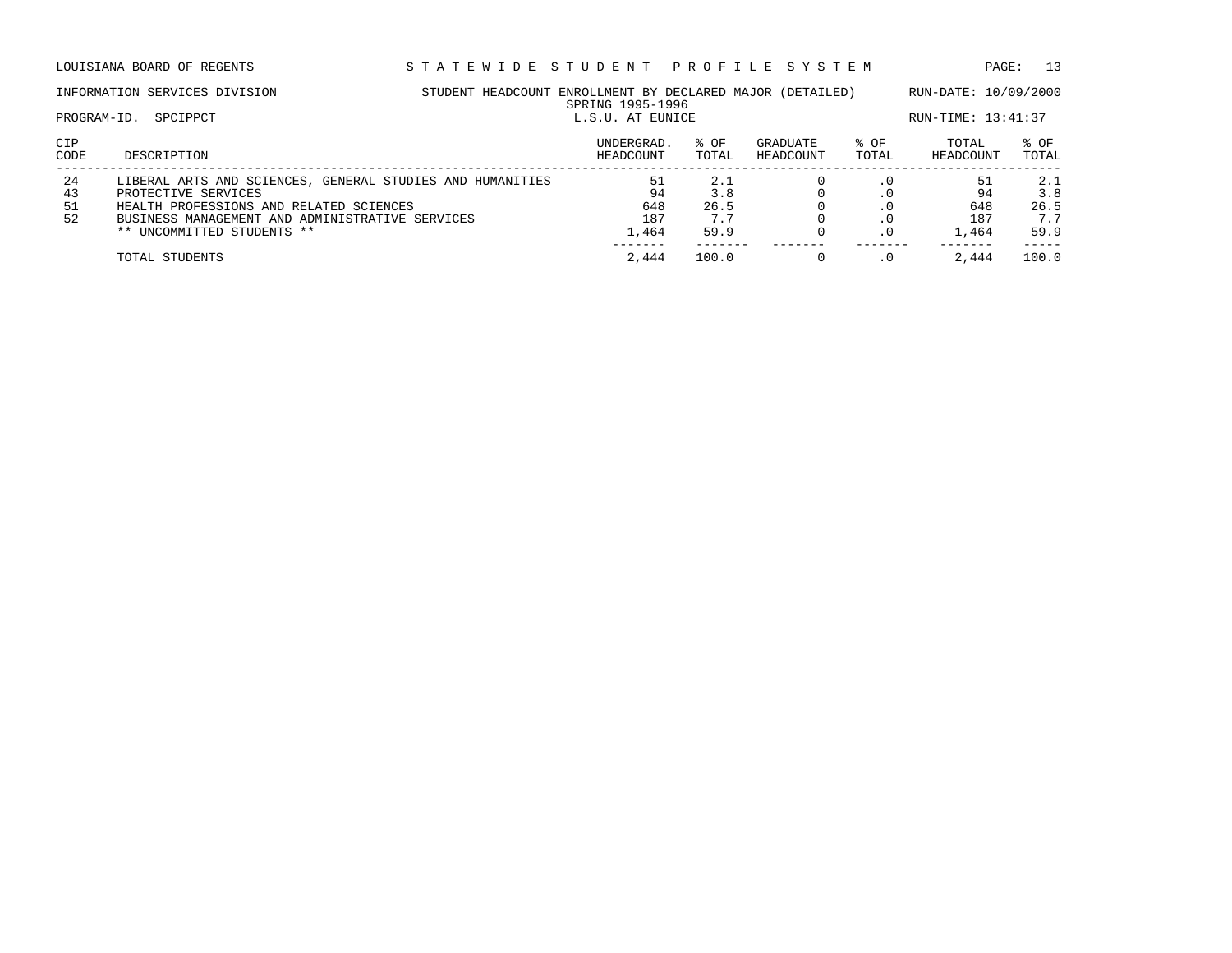LOUISIANA BOARD OF REGENTS — STATEWIDE STUDENT PROFILE SYSTEM

INFORMATION SERVICES DIVISION — STUDENT HEADCOUNT ENROLLMENT BY DECLARED MAJOR (DETAILED) — RUN-DATE: 10/09/2000

SPRING 1995-1996

PROGRAM-ID. SPCIPPCT — L.S.U. AT EUNICE — RUN-TIME: 13:41:37

| CIP CODE | DESCRIPTION | UNDERGRAD. HEADCOUNT | % OF TOTAL | GRADUATE HEADCOUNT | % OF TOTAL | TOTAL HEADCOUNT | % OF TOTAL |
|---|---|---|---|---|---|---|---|
| 24 | LIBERAL ARTS AND SCIENCES, GENERAL STUDIES AND HUMANITIES | 51 | 2.1 | 0 | .0 | 51 | 2.1 |
| 43 | PROTECTIVE SERVICES | 94 | 3.8 | 0 | .0 | 94 | 3.8 |
| 51 | HEALTH PROFESSIONS AND RELATED SCIENCES | 648 | 26.5 | 0 | .0 | 648 | 26.5 |
| 52 | BUSINESS MANAGEMENT AND ADMINISTRATIVE SERVICES | 187 | 7.7 | 0 | .0 | 187 | 7.7 |
| | ** UNCOMMITTED STUDENTS ** | 1,464 | 59.9 | 0 | .0 | 1,464 | 59.9 |
| | TOTAL STUDENTS | 2,444 | 100.0 | 0 | .0 | 2,444 | 100.0 |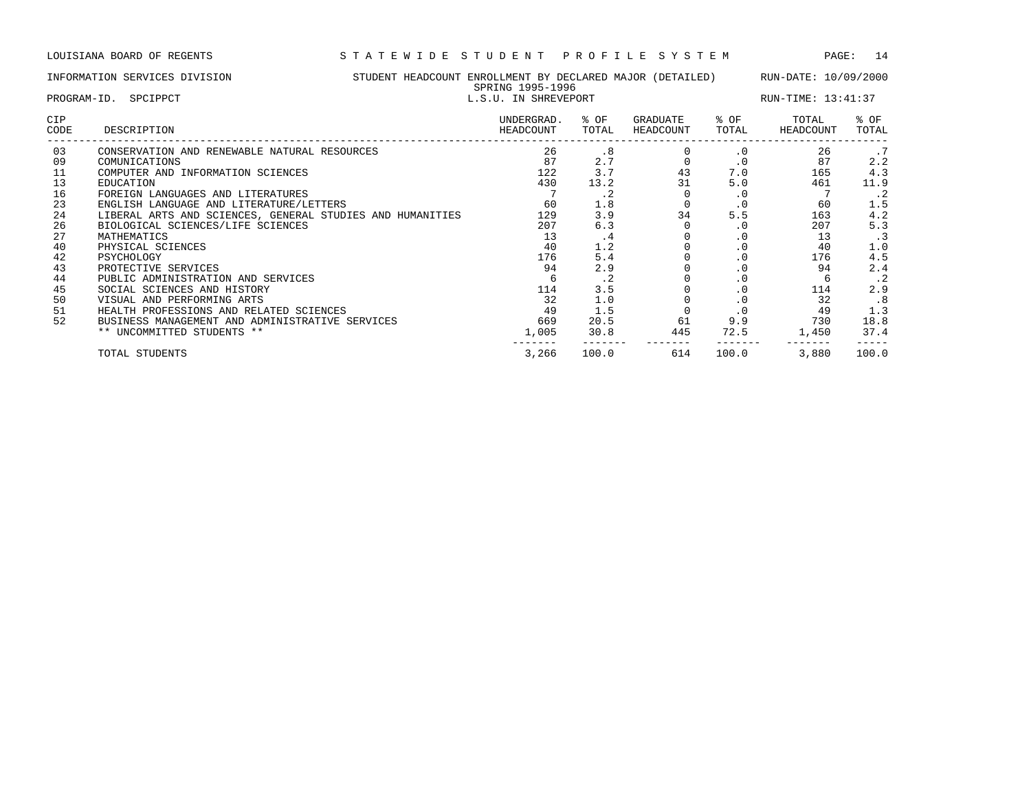LOUISIANA BOARD OF REGENTS — STATEWIDE STUDENT PROFILE SYSTEM

INFORMATION SERVICES DIVISION — STUDENT HEADCOUNT ENROLLMENT BY DECLARED MAJOR (DETAILED) — RUN-DATE: 10/09/2000

SPRING 1995-1996

PROGRAM-ID. SPCIPPCT — L.S.U. IN SHREVEPORT — RUN-TIME: 13:41:37

| CIP CODE | DESCRIPTION | UNDERGRAD. HEADCOUNT | % OF TOTAL | GRADUATE HEADCOUNT | % OF TOTAL | TOTAL HEADCOUNT | % OF TOTAL |
|---|---|---|---|---|---|---|---|
| 03 | CONSERVATION AND RENEWABLE NATURAL RESOURCES | 26 | .8 | 0 | .0 | 26 | .7 |
| 09 | COMUNICATIONS | 87 | 2.7 | 0 | .0 | 87 | 2.2 |
| 11 | COMPUTER AND INFORMATION SCIENCES | 122 | 3.7 | 43 | 7.0 | 165 | 4.3 |
| 13 | EDUCATION | 430 | 13.2 | 31 | 5.0 | 461 | 11.9 |
| 16 | FOREIGN LANGUAGES AND LITERATURES | 7 | .2 | 0 | .0 | 7 | .2 |
| 23 | ENGLISH LANGUAGE AND LITERATURE/LETTERS | 60 | 1.8 | 0 | .0 | 60 | 1.5 |
| 24 | LIBERAL ARTS AND SCIENCES, GENERAL STUDIES AND HUMANITIES | 129 | 3.9 | 34 | 5.5 | 163 | 4.2 |
| 26 | BIOLOGICAL SCIENCES/LIFE SCIENCES | 207 | 6.3 | 0 | .0 | 207 | 5.3 |
| 27 | MATHEMATICS | 13 | .4 | 0 | .0 | 13 | .3 |
| 40 | PHYSICAL SCIENCES | 40 | 1.2 | 0 | .0 | 40 | 1.0 |
| 42 | PSYCHOLOGY | 176 | 5.4 | 0 | .0 | 176 | 4.5 |
| 43 | PROTECTIVE SERVICES | 94 | 2.9 | 0 | .0 | 94 | 2.4 |
| 44 | PUBLIC ADMINISTRATION AND SERVICES | 6 | .2 | 0 | .0 | 6 | .2 |
| 45 | SOCIAL SCIENCES AND HISTORY | 114 | 3.5 | 0 | .0 | 114 | 2.9 |
| 50 | VISUAL AND PERFORMING ARTS | 32 | 1.0 | 0 | .0 | 32 | .8 |
| 51 | HEALTH PROFESSIONS AND RELATED SCIENCES | 49 | 1.5 | 0 | .0 | 49 | 1.3 |
| 52 | BUSINESS MANAGEMENT AND ADMINISTRATIVE SERVICES | 669 | 20.5 | 61 | 9.9 | 730 | 18.8 |
| | ** UNCOMMITTED STUDENTS ** | 1,005 | 30.8 | 445 | 72.5 | 1,450 | 37.4 |
| | TOTAL STUDENTS | 3,266 | 100.0 | 614 | 100.0 | 3,880 | 100.0 |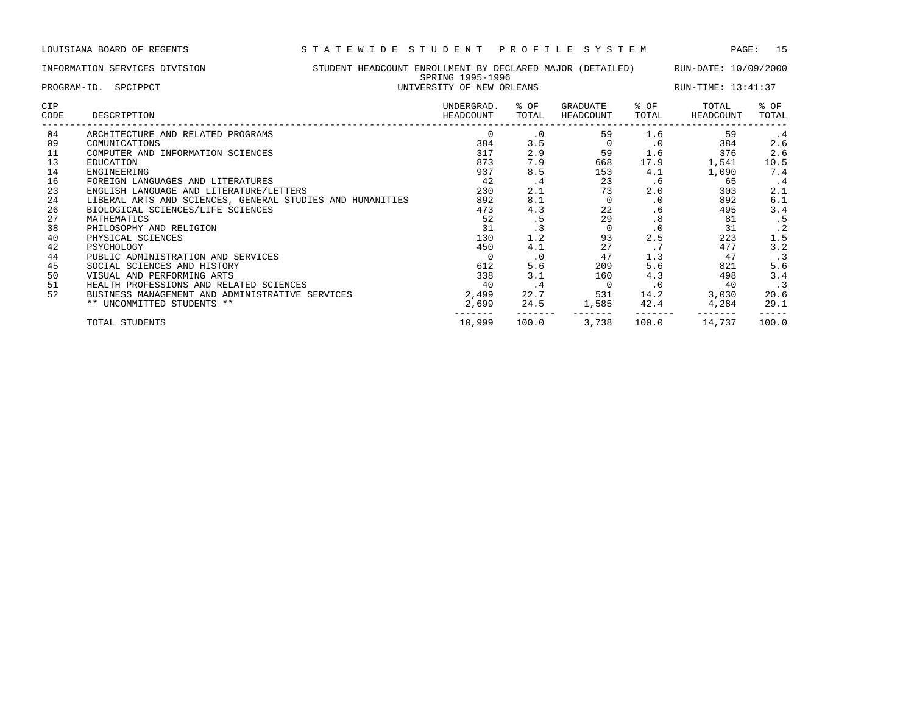LOUISIANA BOARD OF REGENTS — STATEWIDE STUDENT PROFILE SYSTEM

INFORMATION SERVICES DIVISION — STUDENT HEADCOUNT ENROLLMENT BY DECLARED MAJOR (DETAILED) — RUN-DATE: 10/09/2000

SPRING 1995-1996

PROGRAM-ID. SPCIPPCT — UNIVERSITY OF NEW ORLEANS — RUN-TIME: 13:41:37

| CIP CODE | DESCRIPTION | UNDERGRAD. HEADCOUNT | % OF TOTAL | GRADUATE HEADCOUNT | % OF TOTAL | TOTAL HEADCOUNT | % OF TOTAL |
|---|---|---|---|---|---|---|---|
| 04 | ARCHITECTURE AND RELATED PROGRAMS | 0 | .0 | 59 | 1.6 | 59 | .4 |
| 09 | COMUNICATIONS | 384 | 3.5 | 0 | .0 | 384 | 2.6 |
| 11 | COMPUTER AND INFORMATION SCIENCES | 317 | 2.9 | 59 | 1.6 | 376 | 2.6 |
| 13 | EDUCATION | 873 | 7.9 | 668 | 17.9 | 1,541 | 10.5 |
| 14 | ENGINEERING | 937 | 8.5 | 153 | 4.1 | 1,090 | 7.4 |
| 16 | FOREIGN LANGUAGES AND LITERATURES | 42 | .4 | 23 | .6 | 65 | .4 |
| 23 | ENGLISH LANGUAGE AND LITERATURE/LETTERS | 230 | 2.1 | 73 | 2.0 | 303 | 2.1 |
| 24 | LIBERAL ARTS AND SCIENCES, GENERAL STUDIES AND HUMANITIES | 892 | 8.1 | 0 | .0 | 892 | 6.1 |
| 26 | BIOLOGICAL SCIENCES/LIFE SCIENCES | 473 | 4.3 | 22 | .6 | 495 | 3.4 |
| 27 | MATHEMATICS | 52 | .5 | 29 | .8 | 81 | .5 |
| 38 | PHILOSOPHY AND RELIGION | 31 | .3 | 0 | .0 | 31 | .2 |
| 40 | PHYSICAL SCIENCES | 130 | 1.2 | 93 | 2.5 | 223 | 1.5 |
| 42 | PSYCHOLOGY | 450 | 4.1 | 27 | .7 | 477 | 3.2 |
| 44 | PUBLIC ADMINISTRATION AND SERVICES | 0 | .0 | 47 | 1.3 | 47 | .3 |
| 45 | SOCIAL SCIENCES AND HISTORY | 612 | 5.6 | 209 | 5.6 | 821 | 5.6 |
| 50 | VISUAL AND PERFORMING ARTS | 338 | 3.1 | 160 | 4.3 | 498 | 3.4 |
| 51 | HEALTH PROFESSIONS AND RELATED SCIENCES | 40 | .4 | 0 | .0 | 40 | .3 |
| 52 | BUSINESS MANAGEMENT AND ADMINISTRATIVE SERVICES | 2,499 | 22.7 | 531 | 14.2 | 3,030 | 20.6 |
| | ** UNCOMMITTED STUDENTS ** | 2,699 | 24.5 | 1,585 | 42.4 | 4,284 | 29.1 |
| | TOTAL STUDENTS | 10,999 | 100.0 | 3,738 | 100.0 | 14,737 | 100.0 |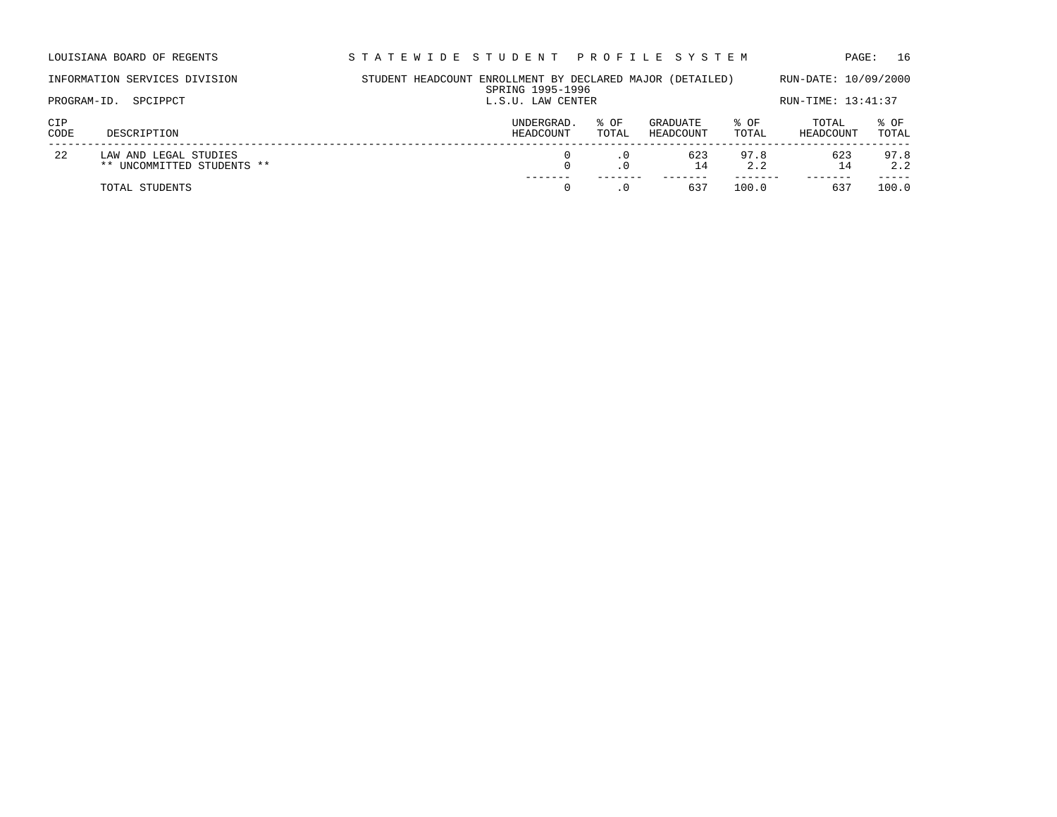LOUISIANA BOARD OF REGENTS — STATEWIDE STUDENT PROFILE SYSTEM

INFORMATION SERVICES DIVISION — STUDENT HEADCOUNT ENROLLMENT BY DECLARED MAJOR (DETAILED) — RUN-DATE: 10/09/2000

SPRING 1995-1996

PROGRAM-ID. SPCIPPCT — L.S.U. LAW CENTER — RUN-TIME: 13:41:37

| CIP CODE | DESCRIPTION | UNDERGRAD. HEADCOUNT | % OF TOTAL | GRADUATE HEADCOUNT | % OF TOTAL | TOTAL HEADCOUNT | % OF TOTAL |
|---|---|---|---|---|---|---|---|
| 22 | LAW AND LEGAL STUDIES | 0 | .0 | 623 | 97.8 | 623 | 97.8 |
| | ** UNCOMMITTED STUDENTS ** | 0 | .0 | 14 | 2.2 | 14 | 2.2 |
| | TOTAL STUDENTS | 0 | .0 | 637 | 100.0 | 637 | 100.0 |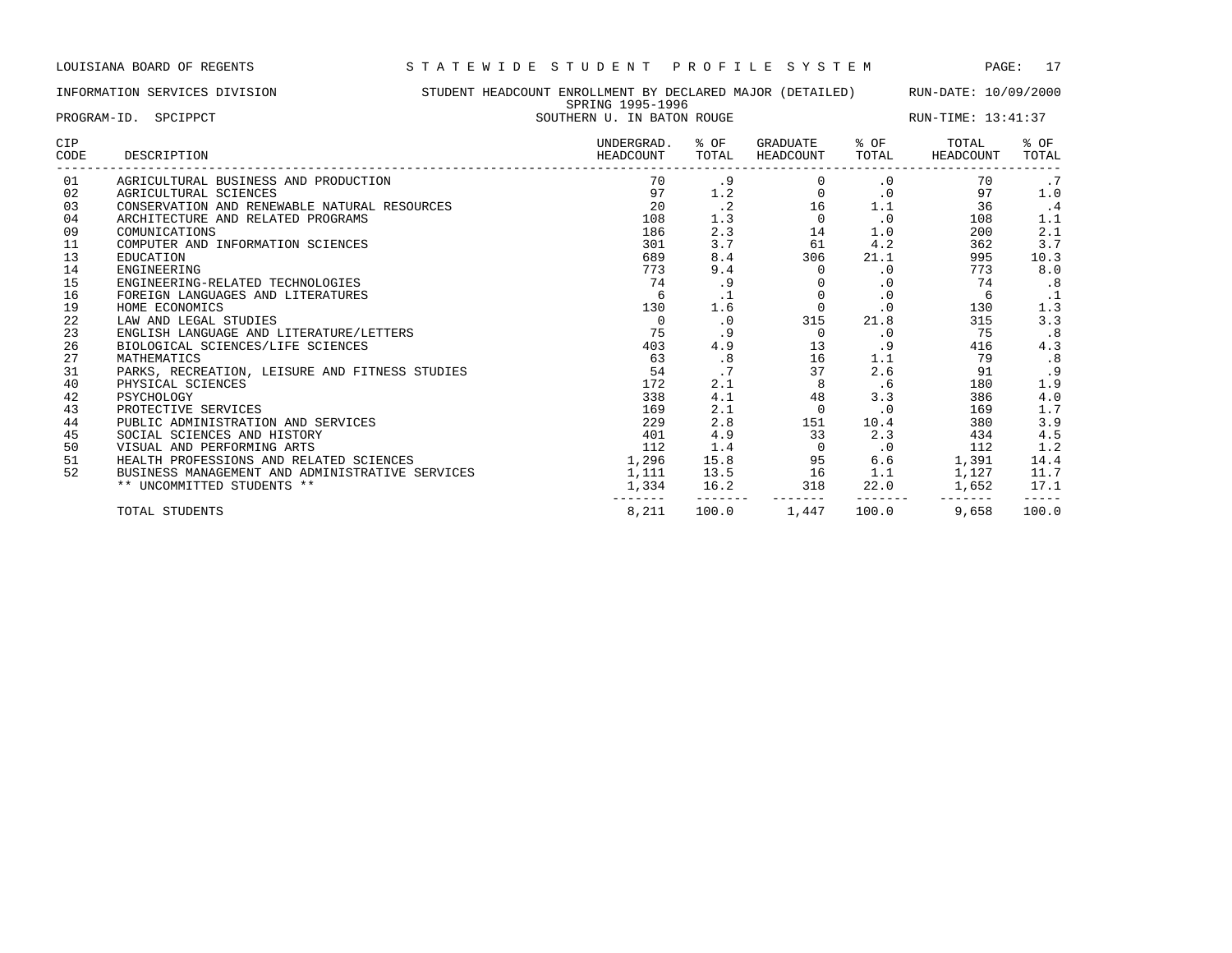LOUISIANA BOARD OF REGENTS — STATEWIDE STUDENT PROFILE SYSTEM

INFORMATION SERVICES DIVISION — STUDENT HEADCOUNT ENROLLMENT BY DECLARED MAJOR (DETAILED) — RUN-DATE: 10/09/2000

SPRING 1995-1996

PROGRAM-ID. SPCIPPCT — SOUTHERN U. IN BATON ROUGE — RUN-TIME: 13:41:37

| CIP CODE | DESCRIPTION | UNDERGRAD. HEADCOUNT | % OF TOTAL | GRADUATE HEADCOUNT | % OF TOTAL | TOTAL HEADCOUNT | % OF TOTAL |
|---|---|---|---|---|---|---|---|
| 01 | AGRICULTURAL BUSINESS AND PRODUCTION | 70 | .9 | 0 | .0 | 70 | .7 |
| 02 | AGRICULTURAL SCIENCES | 97 | 1.2 | 0 | .0 | 97 | 1.0 |
| 03 | CONSERVATION AND RENEWABLE NATURAL RESOURCES | 20 | .2 | 16 | 1.1 | 36 | .4 |
| 04 | ARCHITECTURE AND RELATED PROGRAMS | 108 | 1.3 | 0 | .0 | 108 | 1.1 |
| 09 | COMUNICATIONS | 186 | 2.3 | 14 | 1.0 | 200 | 2.1 |
| 11 | COMPUTER AND INFORMATION SCIENCES | 301 | 3.7 | 61 | 4.2 | 362 | 3.7 |
| 13 | EDUCATION | 689 | 8.4 | 306 | 21.1 | 995 | 10.3 |
| 14 | ENGINEERING | 773 | 9.4 | 0 | .0 | 773 | 8.0 |
| 15 | ENGINEERING-RELATED TECHNOLOGIES | 74 | .9 | 0 | .0 | 74 | .8 |
| 16 | FOREIGN LANGUAGES AND LITERATURES | 6 | .1 | 0 | .0 | 6 | .1 |
| 19 | HOME ECONOMICS | 130 | 1.6 | 0 | .0 | 130 | 1.3 |
| 22 | LAW AND LEGAL STUDIES | 0 | .0 | 315 | 21.8 | 315 | 3.3 |
| 23 | ENGLISH LANGUAGE AND LITERATURE/LETTERS | 75 | .9 | 0 | .0 | 75 | .8 |
| 26 | BIOLOGICAL SCIENCES/LIFE SCIENCES | 403 | 4.9 | 13 | .9 | 416 | 4.3 |
| 27 | MATHEMATICS | 63 | .8 | 16 | 1.1 | 79 | .8 |
| 31 | PARKS, RECREATION, LEISURE AND FITNESS STUDIES | 54 | .7 | 37 | 2.6 | 91 | .9 |
| 40 | PHYSICAL SCIENCES | 172 | 2.1 | 8 | .6 | 180 | 1.9 |
| 42 | PSYCHOLOGY | 338 | 4.1 | 48 | 3.3 | 386 | 4.0 |
| 43 | PROTECTIVE SERVICES | 169 | 2.1 | 0 | .0 | 169 | 1.7 |
| 44 | PUBLIC ADMINISTRATION AND SERVICES | 229 | 2.8 | 151 | 10.4 | 380 | 3.9 |
| 45 | SOCIAL SCIENCES AND HISTORY | 401 | 4.9 | 33 | 2.3 | 434 | 4.5 |
| 50 | VISUAL AND PERFORMING ARTS | 112 | 1.4 | 0 | .0 | 112 | 1.2 |
| 51 | HEALTH PROFESSIONS AND RELATED SCIENCES | 1,296 | 15.8 | 95 | 6.6 | 1,391 | 14.4 |
| 52 | BUSINESS MANAGEMENT AND ADMINISTRATIVE SERVICES | 1,111 | 13.5 | 16 | 1.1 | 1,127 | 11.7 |
| | ** UNCOMMITTED STUDENTS ** | 1,334 | 16.2 | 318 | 22.0 | 1,652 | 17.1 |
| | TOTAL STUDENTS | 8,211 | 100.0 | 1,447 | 100.0 | 9,658 | 100.0 |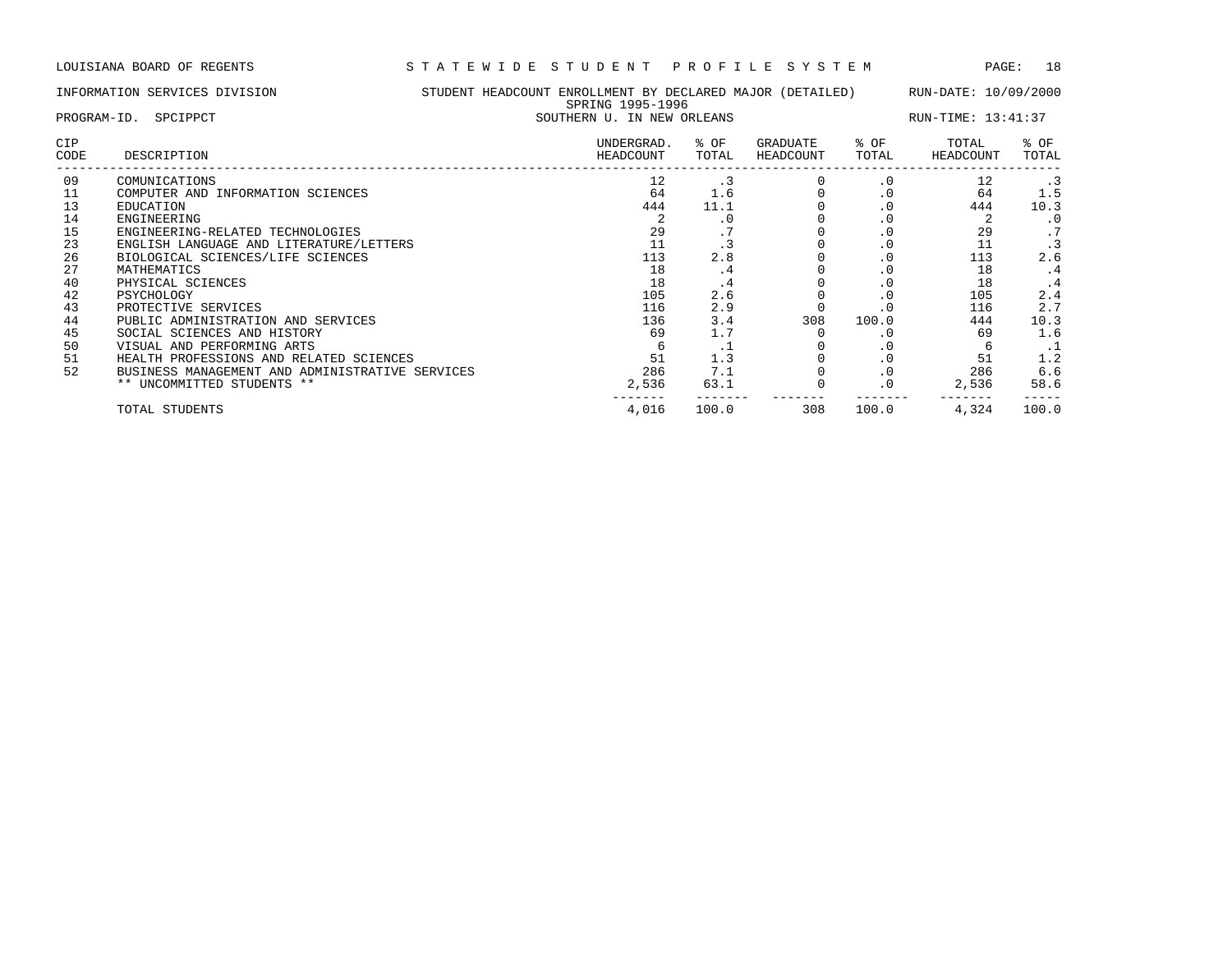LOUISIANA BOARD OF REGENTS — STATEWIDE STUDENT PROFILE SYSTEM

INFORMATION SERVICES DIVISION — STUDENT HEADCOUNT ENROLLMENT BY DECLARED MAJOR (DETAILED) — RUN-DATE: 10/09/2000

SPRING 1995-1996

PROGRAM-ID. SPCIPPCT — SOUTHERN U. IN NEW ORLEANS — RUN-TIME: 13:41:37

| CIP CODE | DESCRIPTION | UNDERGRAD. HEADCOUNT | % OF TOTAL | GRADUATE HEADCOUNT | % OF TOTAL | TOTAL HEADCOUNT | % OF TOTAL |
|---|---|---|---|---|---|---|---|
| 09 | COMUNICATIONS | 12 | .3 | 0 | .0 | 12 | .3 |
| 11 | COMPUTER AND INFORMATION SCIENCES | 64 | 1.6 | 0 | .0 | 64 | 1.5 |
| 13 | EDUCATION | 444 | 11.1 | 0 | .0 | 444 | 10.3 |
| 14 | ENGINEERING | 2 | .0 | 0 | .0 | 2 | .0 |
| 15 | ENGINEERING-RELATED TECHNOLOGIES | 29 | .7 | 0 | .0 | 29 | .7 |
| 23 | ENGLISH LANGUAGE AND LITERATURE/LETTERS | 11 | .3 | 0 | .0 | 11 | .3 |
| 26 | BIOLOGICAL SCIENCES/LIFE SCIENCES | 113 | 2.8 | 0 | .0 | 113 | 2.6 |
| 27 | MATHEMATICS | 18 | .4 | 0 | .0 | 18 | .4 |
| 40 | PHYSICAL SCIENCES | 18 | .4 | 0 | .0 | 18 | .4 |
| 42 | PSYCHOLOGY | 105 | 2.6 | 0 | .0 | 105 | 2.4 |
| 43 | PROTECTIVE SERVICES | 116 | 2.9 | 0 | .0 | 116 | 2.7 |
| 44 | PUBLIC ADMINISTRATION AND SERVICES | 136 | 3.4 | 308 | 100.0 | 444 | 10.3 |
| 45 | SOCIAL SCIENCES AND HISTORY | 69 | 1.7 | 0 | .0 | 69 | 1.6 |
| 50 | VISUAL AND PERFORMING ARTS | 6 | .1 | 0 | .0 | 6 | .1 |
| 51 | HEALTH PROFESSIONS AND RELATED SCIENCES | 51 | 1.3 | 0 | .0 | 51 | 1.2 |
| 52 | BUSINESS MANAGEMENT AND ADMINISTRATIVE SERVICES | 286 | 7.1 | 0 | .0 | 286 | 6.6 |
| | ** UNCOMMITTED STUDENTS ** | 2,536 | 63.1 | 0 | .0 | 2,536 | 58.6 |
| | TOTAL STUDENTS | 4,016 | 100.0 | 308 | 100.0 | 4,324 | 100.0 |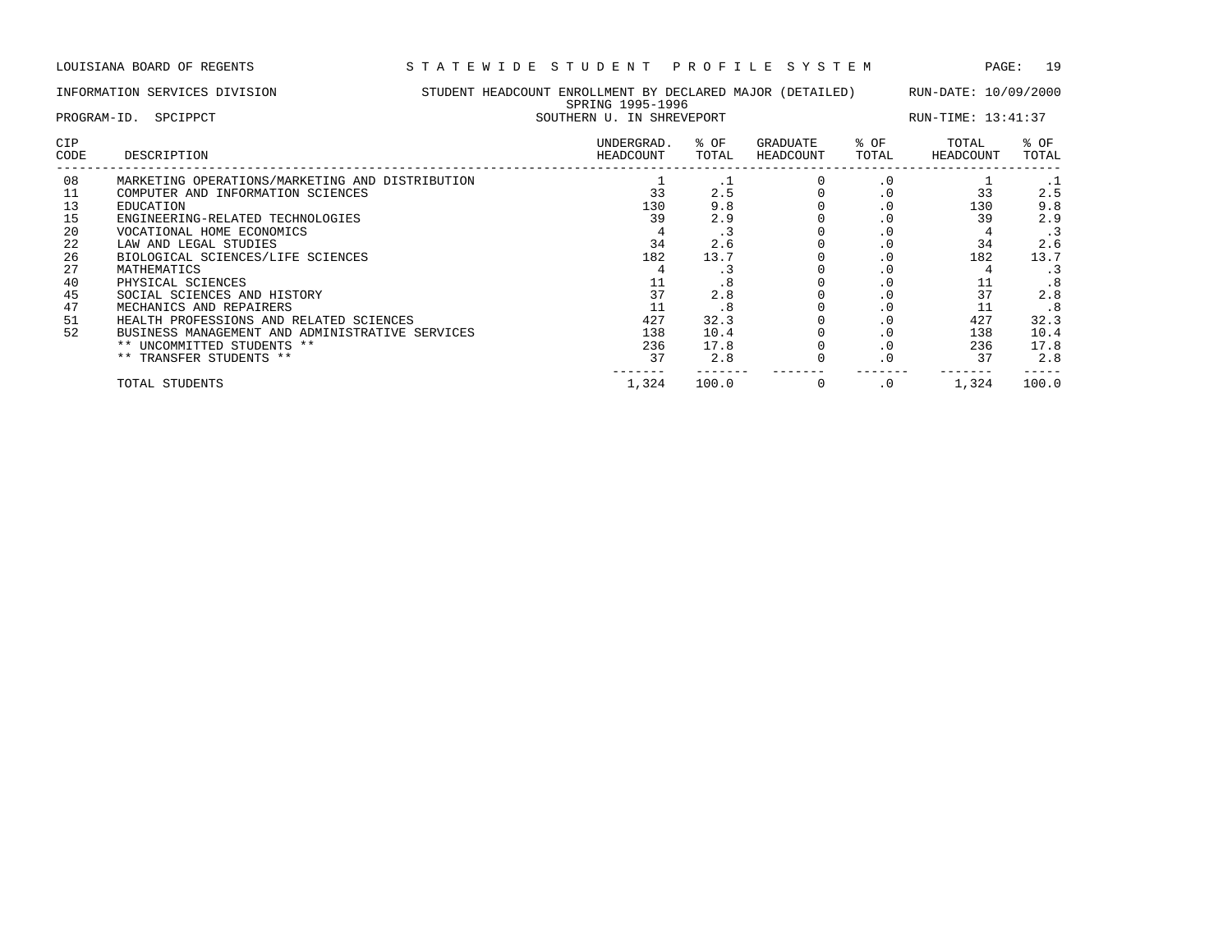LOUISIANA BOARD OF REGENTS — STATEWIDE STUDENT PROFILE SYSTEM

INFORMATION SERVICES DIVISION — STUDENT HEADCOUNT ENROLLMENT BY DECLARED MAJOR (DETAILED) — RUN-DATE: 10/09/2000

SPRING 1995-1996

PROGRAM-ID. SPCIPPCT — SOUTHERN U. IN SHREVEPORT — RUN-TIME: 13:41:37

| CIP CODE | DESCRIPTION | UNDERGRAD. HEADCOUNT | % OF TOTAL | GRADUATE HEADCOUNT | % OF TOTAL | TOTAL HEADCOUNT | % OF TOTAL |
|---|---|---|---|---|---|---|---|
| 08 | MARKETING OPERATIONS/MARKETING AND DISTRIBUTION | 1 | .1 | 0 | .0 | 1 | .1 |
| 11 | COMPUTER AND INFORMATION SCIENCES | 33 | 2.5 | 0 | .0 | 33 | 2.5 |
| 13 | EDUCATION | 130 | 9.8 | 0 | .0 | 130 | 9.8 |
| 15 | ENGINEERING-RELATED TECHNOLOGIES | 39 | 2.9 | 0 | .0 | 39 | 2.9 |
| 20 | VOCATIONAL HOME ECONOMICS | 4 | .3 | 0 | .0 | 4 | .3 |
| 22 | LAW AND LEGAL STUDIES | 34 | 2.6 | 0 | .0 | 34 | 2.6 |
| 26 | BIOLOGICAL SCIENCES/LIFE SCIENCES | 182 | 13.7 | 0 | .0 | 182 | 13.7 |
| 27 | MATHEMATICS | 4 | .3 | 0 | .0 | 4 | .3 |
| 40 | PHYSICAL SCIENCES | 11 | .8 | 0 | .0 | 11 | .8 |
| 45 | SOCIAL SCIENCES AND HISTORY | 37 | 2.8 | 0 | .0 | 37 | 2.8 |
| 47 | MECHANICS AND REPAIRERS | 11 | .8 | 0 | .0 | 11 | .8 |
| 51 | HEALTH PROFESSIONS AND RELATED SCIENCES | 427 | 32.3 | 0 | .0 | 427 | 32.3 |
| 52 | BUSINESS MANAGEMENT AND ADMINISTRATIVE SERVICES | 138 | 10.4 | 0 | .0 | 138 | 10.4 |
| | ** UNCOMMITTED STUDENTS ** | 236 | 17.8 | 0 | .0 | 236 | 17.8 |
| | ** TRANSFER STUDENTS ** | 37 | 2.8 | 0 | .0 | 37 | 2.8 |
| | TOTAL STUDENTS | 1,324 | 100.0 | 0 | .0 | 1,324 | 100.0 |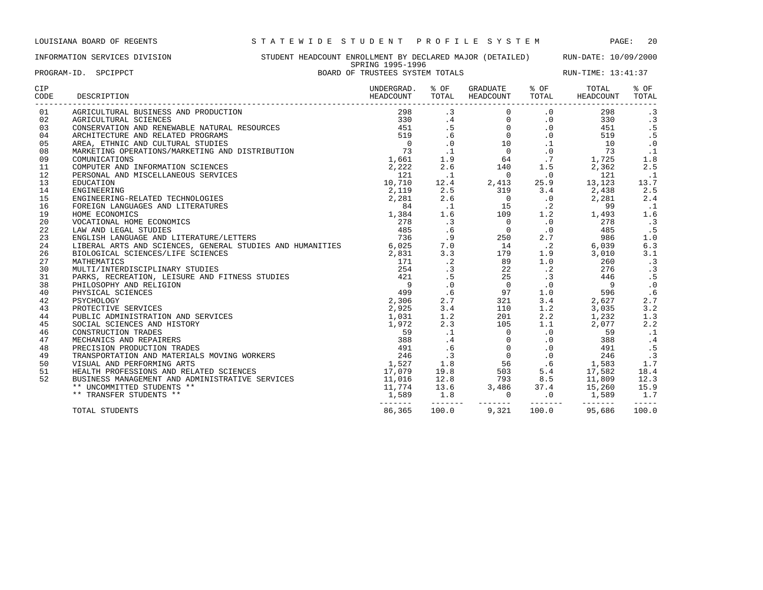LOUISIANA BOARD OF REGENTS — STATEWIDE STUDENT PROFILE SYSTEM

INFORMATION SERVICES DIVISION — STUDENT HEADCOUNT ENROLLMENT BY DECLARED MAJOR (DETAILED) — RUN-DATE: 10/09/2000

SPRING 1995-1996

PROGRAM-ID. SPCIPPCT — BOARD OF TRUSTEES SYSTEM TOTALS — RUN-TIME: 13:41:37

| CIP CODE | DESCRIPTION | UNDERGRAD. HEADCOUNT | % OF TOTAL | GRADUATE HEADCOUNT | % OF TOTAL | TOTAL HEADCOUNT | % OF TOTAL |
|---|---|---|---|---|---|---|---|
| 01 | AGRICULTURAL BUSINESS AND PRODUCTION | 298 | .3 | 0 | .0 | 298 | .3 |
| 02 | AGRICULTURAL SCIENCES | 330 | .4 | 0 | .0 | 330 | .3 |
| 03 | CONSERVATION AND RENEWABLE NATURAL RESOURCES | 451 | .5 | 0 | .0 | 451 | .5 |
| 04 | ARCHITECTURE AND RELATED PROGRAMS | 519 | .6 | 0 | .0 | 519 | .5 |
| 05 | AREA, ETHNIC AND CULTURAL STUDIES | 0 | .0 | 10 | .1 | 10 | .0 |
| 08 | MARKETING OPERATIONS/MARKETING AND DISTRIBUTION | 73 | .1 | 0 | .0 | 73 | .1 |
| 09 | COMUNICATIONS | 1,661 | 1.9 | 64 | .7 | 1,725 | 1.8 |
| 11 | COMPUTER AND INFORMATION SCIENCES | 2,222 | 2.6 | 140 | 1.5 | 2,362 | 2.5 |
| 12 | PERSONAL AND MISCELLANEOUS SERVICES | 121 | .1 | 0 | .0 | 121 | .1 |
| 13 | EDUCATION | 10,710 | 12.4 | 2,413 | 25.9 | 13,123 | 13.7 |
| 14 | ENGINEERING | 2,119 | 2.5 | 319 | 3.4 | 2,438 | 2.5 |
| 15 | ENGINEERING-RELATED TECHNOLOGIES | 2,281 | 2.6 | 0 | .0 | 2,281 | 2.4 |
| 16 | FOREIGN LANGUAGES AND LITERATURES | 84 | .1 | 15 | .2 | 99 | .1 |
| 19 | HOME ECONOMICS | 1,384 | 1.6 | 109 | 1.2 | 1,493 | 1.6 |
| 20 | VOCATIONAL HOME ECONOMICS | 278 | .3 | 0 | .0 | 278 | .3 |
| 22 | LAW AND LEGAL STUDIES | 485 | .6 | 0 | .0 | 485 | .5 |
| 23 | ENGLISH LANGUAGE AND LITERATURE/LETTERS | 736 | .9 | 250 | 2.7 | 986 | 1.0 |
| 24 | LIBERAL ARTS AND SCIENCES, GENERAL STUDIES AND HUMANITIES | 6,025 | 7.0 | 14 | .2 | 6,039 | 6.3 |
| 26 | BIOLOGICAL SCIENCES/LIFE SCIENCES | 2,831 | 3.3 | 179 | 1.9 | 3,010 | 3.1 |
| 27 | MATHEMATICS | 171 | .2 | 89 | 1.0 | 260 | .3 |
| 30 | MULTI/INTERDISCIPLINARY STUDIES | 254 | .3 | 22 | .2 | 276 | .3 |
| 31 | PARKS, RECREATION, LEISURE AND FITNESS STUDIES | 421 | .5 | 25 | .3 | 446 | .5 |
| 38 | PHILOSOPHY AND RELIGION | 9 | .0 | 0 | .0 | 9 | .0 |
| 40 | PHYSICAL SCIENCES | 499 | .6 | 97 | 1.0 | 596 | .6 |
| 42 | PSYCHOLOGY | 2,306 | 2.7 | 321 | 3.4 | 2,627 | 2.7 |
| 43 | PROTECTIVE SERVICES | 2,925 | 3.4 | 110 | 1.2 | 3,035 | 3.2 |
| 44 | PUBLIC ADMINISTRATION AND SERVICES | 1,031 | 1.2 | 201 | 2.2 | 1,232 | 1.3 |
| 45 | SOCIAL SCIENCES AND HISTORY | 1,972 | 2.3 | 105 | 1.1 | 2,077 | 2.2 |
| 46 | CONSTRUCTION TRADES | 59 | .1 | 0 | .0 | 59 | .1 |
| 47 | MECHANICS AND REPAIRERS | 388 | .4 | 0 | .0 | 388 | .4 |
| 48 | PRECISION PRODUCTION TRADES | 491 | .6 | 0 | .0 | 491 | .5 |
| 49 | TRANSPORTATION AND MATERIALS MOVING WORKERS | 246 | .3 | 0 | .0 | 246 | .3 |
| 50 | VISUAL AND PERFORMING ARTS | 1,527 | 1.8 | 56 | .6 | 1,583 | 1.7 |
| 51 | HEALTH PROFESSIONS AND RELATED SCIENCES | 17,079 | 19.8 | 503 | 5.4 | 17,582 | 18.4 |
| 52 | BUSINESS MANAGEMENT AND ADMINISTRATIVE SERVICES | 11,016 | 12.8 | 793 | 8.5 | 11,809 | 12.3 |
| | ** UNCOMMITTED STUDENTS ** | 11,774 | 13.6 | 3,486 | 37.4 | 15,260 | 15.9 |
| | ** TRANSFER STUDENTS ** | 1,589 | 1.8 | 0 | .0 | 1,589 | 1.7 |
| | TOTAL STUDENTS | 86,365 | 100.0 | 9,321 | 100.0 | 95,686 | 100.0 |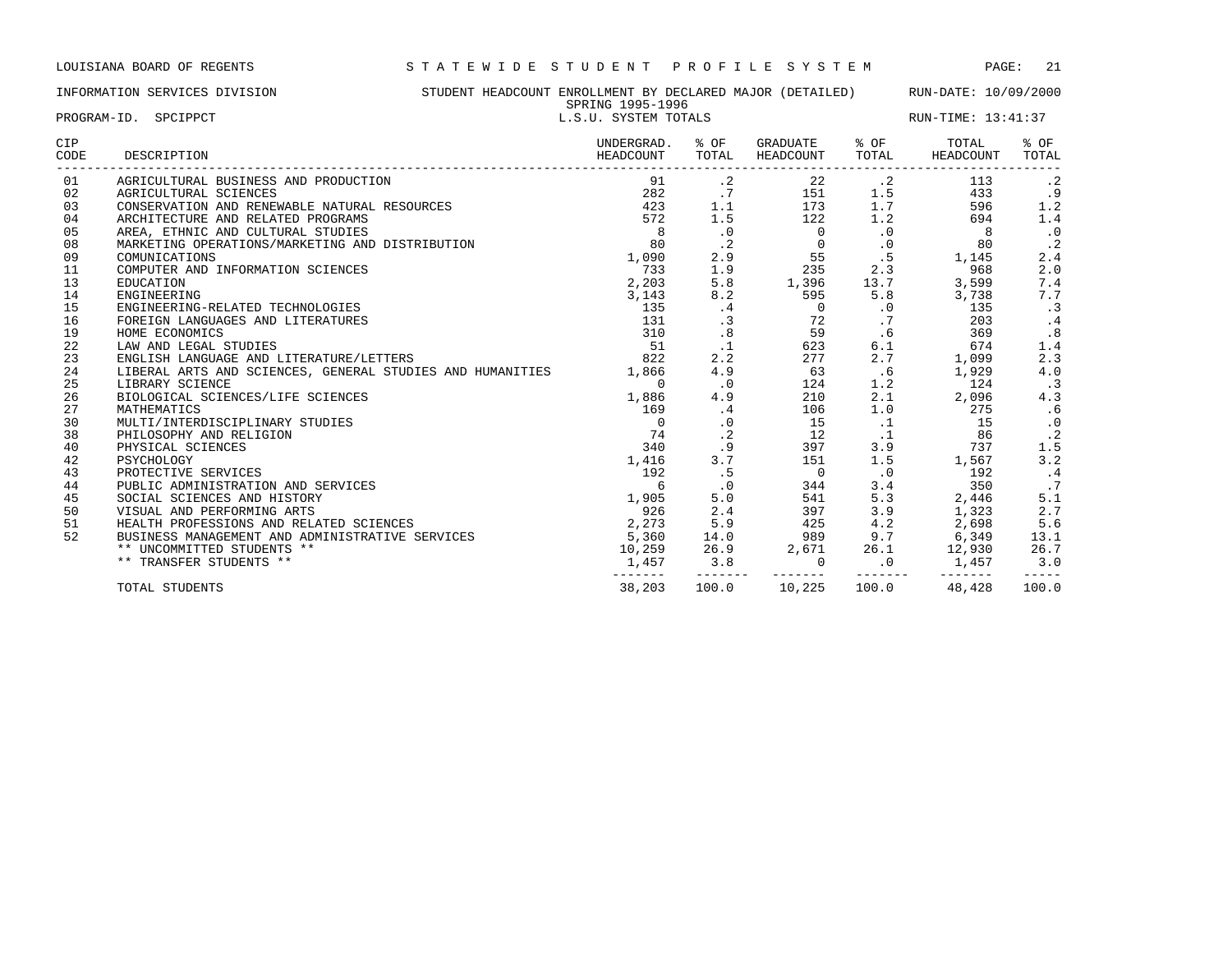LOUISIANA BOARD OF REGENTS — STATEWIDE STUDENT PROFILE SYSTEM

INFORMATION SERVICES DIVISION — STUDENT HEADCOUNT ENROLLMENT BY DECLARED MAJOR (DETAILED) — RUN-DATE: 10/09/2000

SPRING 1995-1996

PROGRAM-ID. SPCIPPCT — L.S.U. SYSTEM TOTALS — RUN-TIME: 13:41:37

| CIP CODE | DESCRIPTION | UNDERGRAD. HEADCOUNT | % OF TOTAL | GRADUATE HEADCOUNT | % OF TOTAL | TOTAL HEADCOUNT | % OF TOTAL |
|---|---|---|---|---|---|---|---|
| 01 | AGRICULTURAL BUSINESS AND PRODUCTION | 91 | .2 | 22 | .2 | 113 | .2 |
| 02 | AGRICULTURAL SCIENCES | 282 | .7 | 151 | 1.5 | 433 | .9 |
| 03 | CONSERVATION AND RENEWABLE NATURAL RESOURCES | 423 | 1.1 | 173 | 1.7 | 596 | 1.2 |
| 04 | ARCHITECTURE AND RELATED PROGRAMS | 572 | 1.5 | 122 | 1.2 | 694 | 1.4 |
| 05 | AREA, ETHNIC AND CULTURAL STUDIES | 8 | .0 | 0 | .0 | 8 | .0 |
| 08 | MARKETING OPERATIONS/MARKETING AND DISTRIBUTION | 80 | .2 | 0 | .0 | 80 | .2 |
| 09 | COMUNICATIONS | 1,090 | 2.9 | 55 | .5 | 1,145 | 2.4 |
| 11 | COMPUTER AND INFORMATION SCIENCES | 733 | 1.9 | 235 | 2.3 | 968 | 2.0 |
| 13 | EDUCATION | 2,203 | 5.8 | 1,396 | 13.7 | 3,599 | 7.4 |
| 14 | ENGINEERING | 3,143 | 8.2 | 595 | 5.8 | 3,738 | 7.7 |
| 15 | ENGINEERING-RELATED TECHNOLOGIES | 135 | .4 | 0 | .0 | 135 | .3 |
| 16 | FOREIGN LANGUAGES AND LITERATURES | 131 | .3 | 72 | .7 | 203 | .4 |
| 19 | HOME ECONOMICS | 310 | .8 | 59 | .6 | 369 | .8 |
| 22 | LAW AND LEGAL STUDIES | 51 | .1 | 623 | 6.1 | 674 | 1.4 |
| 23 | ENGLISH LANGUAGE AND LITERATURE/LETTERS | 822 | 2.2 | 277 | 2.7 | 1,099 | 2.3 |
| 24 | LIBERAL ARTS AND SCIENCES, GENERAL STUDIES AND HUMANITIES | 1,866 | 4.9 | 63 | .6 | 1,929 | 4.0 |
| 25 | LIBRARY SCIENCE | 0 | .0 | 124 | 1.2 | 124 | .3 |
| 26 | BIOLOGICAL SCIENCES/LIFE SCIENCES | 1,886 | 4.9 | 210 | 2.1 | 2,096 | 4.3 |
| 27 | MATHEMATICS | 169 | .4 | 106 | 1.0 | 275 | .6 |
| 30 | MULTI/INTERDISCIPLINARY STUDIES | 0 | .0 | 15 | .1 | 15 | .0 |
| 38 | PHILOSOPHY AND RELIGION | 74 | .2 | 12 | .1 | 86 | .2 |
| 40 | PHYSICAL SCIENCES | 340 | .9 | 397 | 3.9 | 737 | 1.5 |
| 42 | PSYCHOLOGY | 1,416 | 3.7 | 151 | 1.5 | 1,567 | 3.2 |
| 43 | PROTECTIVE SERVICES | 192 | .5 | 0 | .0 | 192 | .4 |
| 44 | PUBLIC ADMINISTRATION AND SERVICES | 6 | .0 | 344 | 3.4 | 350 | .7 |
| 45 | SOCIAL SCIENCES AND HISTORY | 1,905 | 5.0 | 541 | 5.3 | 2,446 | 5.1 |
| 50 | VISUAL AND PERFORMING ARTS | 926 | 2.4 | 397 | 3.9 | 1,323 | 2.7 |
| 51 | HEALTH PROFESSIONS AND RELATED SCIENCES | 2,273 | 5.9 | 425 | 4.2 | 2,698 | 5.6 |
| 52 | BUSINESS MANAGEMENT AND ADMINISTRATIVE SERVICES | 5,360 | 14.0 | 989 | 9.7 | 6,349 | 13.1 |
| | ** UNCOMMITTED STUDENTS ** | 10,259 | 26.9 | 2,671 | 26.1 | 12,930 | 26.7 |
| | ** TRANSFER STUDENTS ** | 1,457 | 3.8 | 0 | .0 | 1,457 | 3.0 |
| | TOTAL STUDENTS | 38,203 | 100.0 | 10,225 | 100.0 | 48,428 | 100.0 |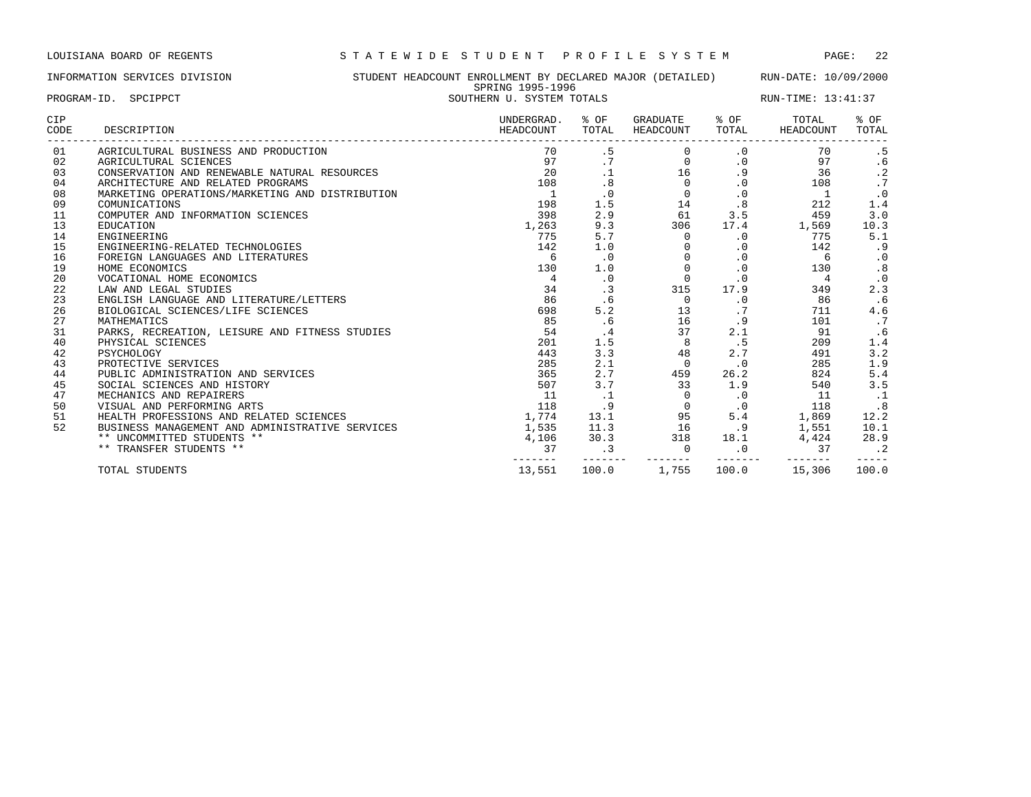LOUISIANA BOARD OF REGENTS — STATEWIDE STUDENT PROFILE SYSTEM

INFORMATION SERVICES DIVISION — STUDENT HEADCOUNT ENROLLMENT BY DECLARED MAJOR (DETAILED) — RUN-DATE: 10/09/2000

SPRING 1995-1996

PROGRAM-ID. SPCIPPCT — SOUTHERN U. SYSTEM TOTALS — RUN-TIME: 13:41:37

| CIP CODE | DESCRIPTION | UNDERGRAD. HEADCOUNT | % OF TOTAL | GRADUATE HEADCOUNT | % OF TOTAL | TOTAL HEADCOUNT | % OF TOTAL |
|---|---|---|---|---|---|---|---|
| 01 | AGRICULTURAL BUSINESS AND PRODUCTION | 70 | .5 | 0 | .0 | 70 | .5 |
| 02 | AGRICULTURAL SCIENCES | 97 | .7 | 0 | .0 | 97 | .6 |
| 03 | CONSERVATION AND RENEWABLE NATURAL RESOURCES | 20 | .1 | 16 | .9 | 36 | .2 |
| 04 | ARCHITECTURE AND RELATED PROGRAMS | 108 | .8 | 0 | .0 | 108 | .7 |
| 08 | MARKETING OPERATIONS/MARKETING AND DISTRIBUTION | 1 | .0 | 0 | .0 | 1 | .0 |
| 09 | COMUNICATIONS | 198 | 1.5 | 14 | .8 | 212 | 1.4 |
| 11 | COMPUTER AND INFORMATION SCIENCES | 398 | 2.9 | 61 | 3.5 | 459 | 3.0 |
| 13 | EDUCATION | 1,263 | 9.3 | 306 | 17.4 | 1,569 | 10.3 |
| 14 | ENGINEERING | 775 | 5.7 | 0 | .0 | 775 | 5.1 |
| 15 | ENGINEERING-RELATED TECHNOLOGIES | 142 | 1.0 | 0 | .0 | 142 | .9 |
| 16 | FOREIGN LANGUAGES AND LITERATURES | 6 | .0 | 0 | .0 | 6 | .0 |
| 19 | HOME ECONOMICS | 130 | 1.0 | 0 | .0 | 130 | .8 |
| 20 | VOCATIONAL HOME ECONOMICS | 4 | .0 | 0 | .0 | 4 | .0 |
| 22 | LAW AND LEGAL STUDIES | 34 | .3 | 315 | 17.9 | 349 | 2.3 |
| 23 | ENGLISH LANGUAGE AND LITERATURE/LETTERS | 86 | .6 | 0 | .0 | 86 | .6 |
| 26 | BIOLOGICAL SCIENCES/LIFE SCIENCES | 698 | 5.2 | 13 | .7 | 711 | 4.6 |
| 27 | MATHEMATICS | 85 | .6 | 16 | .9 | 101 | .7 |
| 31 | PARKS, RECREATION, LEISURE AND FITNESS STUDIES | 54 | .4 | 37 | 2.1 | 91 | .6 |
| 40 | PHYSICAL SCIENCES | 201 | 1.5 | 8 | .5 | 209 | 1.4 |
| 42 | PSYCHOLOGY | 443 | 3.3 | 48 | 2.7 | 491 | 3.2 |
| 43 | PROTECTIVE SERVICES | 285 | 2.1 | 0 | .0 | 285 | 1.9 |
| 44 | PUBLIC ADMINISTRATION AND SERVICES | 365 | 2.7 | 459 | 26.2 | 824 | 5.4 |
| 45 | SOCIAL SCIENCES AND HISTORY | 507 | 3.7 | 33 | 1.9 | 540 | 3.5 |
| 47 | MECHANICS AND REPAIRERS | 11 | .1 | 0 | .0 | 11 | .1 |
| 50 | VISUAL AND PERFORMING ARTS | 118 | .9 | 0 | .0 | 118 | .8 |
| 51 | HEALTH PROFESSIONS AND RELATED SCIENCES | 1,774 | 13.1 | 95 | 5.4 | 1,869 | 12.2 |
| 52 | BUSINESS MANAGEMENT AND ADMINISTRATIVE SERVICES | 1,535 | 11.3 | 16 | .9 | 1,551 | 10.1 |
| | ** UNCOMMITTED STUDENTS ** | 4,106 | 30.3 | 318 | 18.1 | 4,424 | 28.9 |
| | ** TRANSFER STUDENTS ** | 37 | .3 | 0 | .0 | 37 | .2 |
| | TOTAL STUDENTS | 13,551 | 100.0 | 1,755 | 100.0 | 15,306 | 100.0 |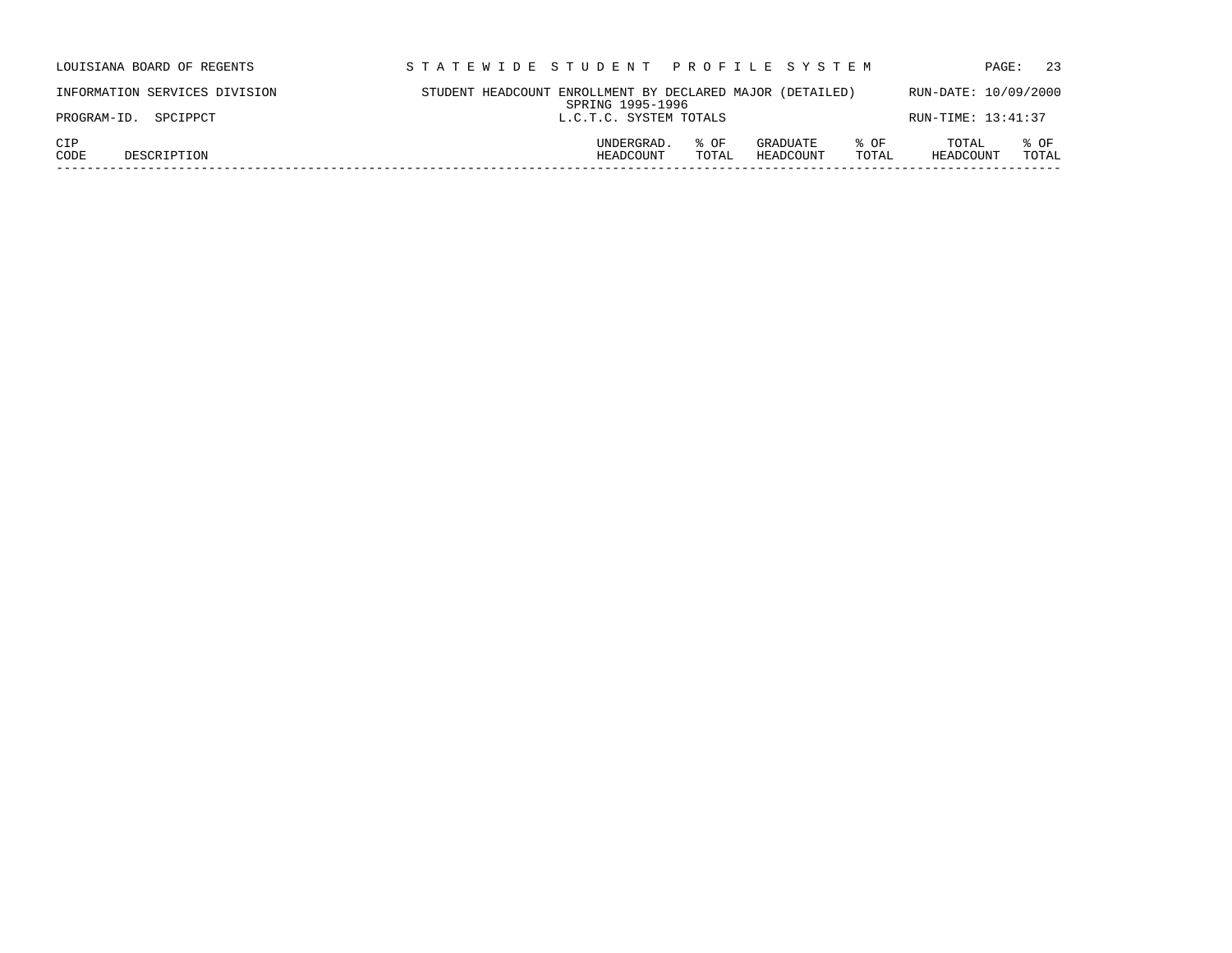LOUISIANA BOARD OF REGENTS

INFORMATION SERVICES DIVISION

PROGRAM-ID. SPCIPPCT

S T A T E W I D E   S T U D E N T   P R O F I L E   S Y S T E M

STUDENT HEADCOUNT ENROLLMENT BY DECLARED MAJOR (DETAILED)

SPRING 1995-1996

L.C.T.C. SYSTEM TOTALS

RUN-DATE: 10/09/2000

RUN-TIME: 13:41:37

| CIP CODE | DESCRIPTION | UNDERGRAD. HEADCOUNT | % OF TOTAL | GRADUATE HEADCOUNT | % OF TOTAL | TOTAL HEADCOUNT | % OF TOTAL |
|---|---|---|---|---|---|---|---|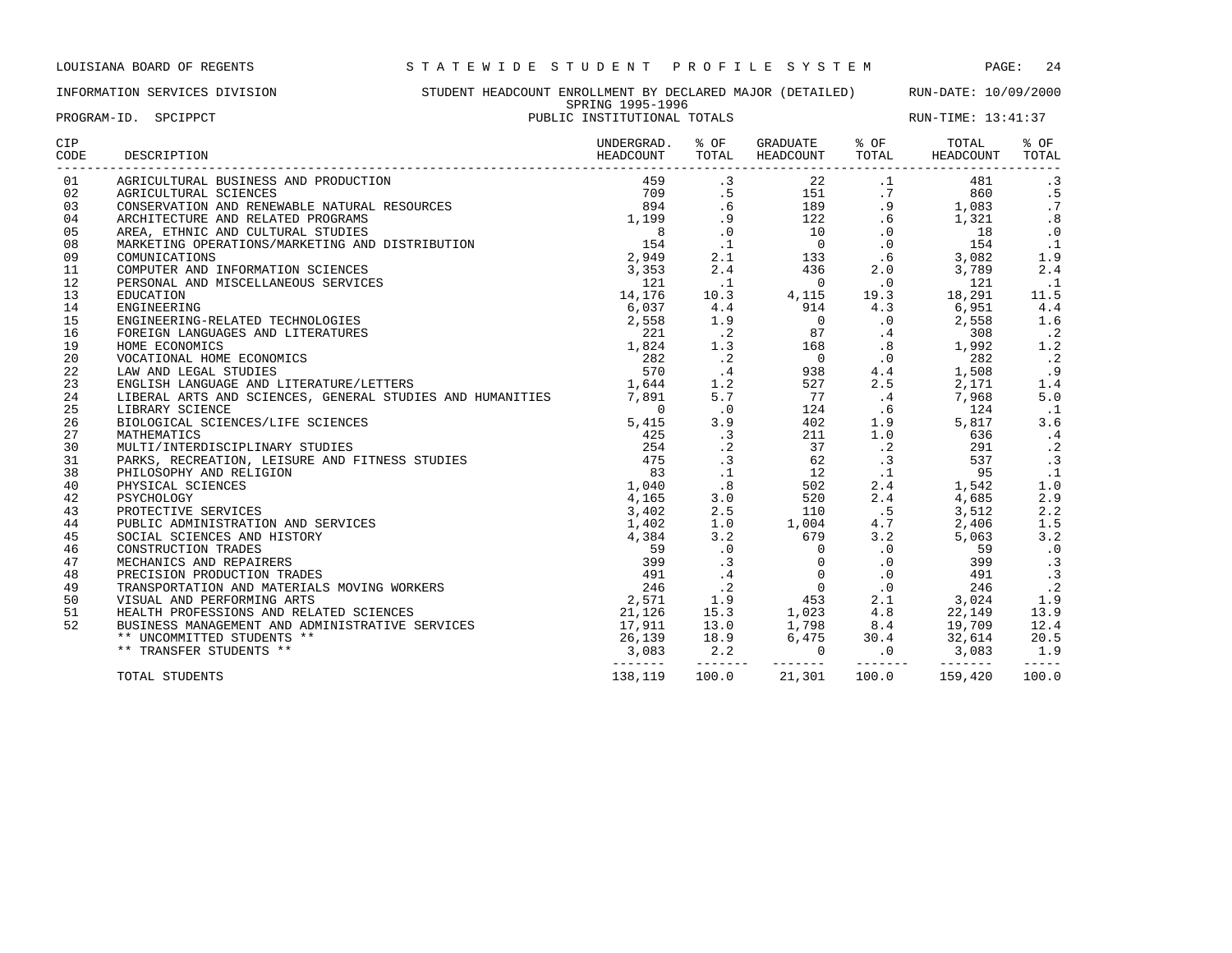LOUISIANA BOARD OF REGENTS — STATEWIDE STUDENT PROFILE SYSTEM

INFORMATION SERVICES DIVISION — STUDENT HEADCOUNT ENROLLMENT BY DECLARED MAJOR (DETAILED) — RUN-DATE: 10/09/2000

SPRING 1995-1996

PROGRAM-ID. SPCIPPCT — PUBLIC INSTITUTIONAL TOTALS — RUN-TIME: 13:41:37

| CIP CODE | DESCRIPTION | UNDERGRAD. HEADCOUNT | % OF TOTAL | GRADUATE HEADCOUNT | % OF TOTAL | TOTAL HEADCOUNT | % OF TOTAL |
|---|---|---|---|---|---|---|---|
| 01 | AGRICULTURAL BUSINESS AND PRODUCTION | 459 | .3 | 22 | .1 | 481 | .3 |
| 02 | AGRICULTURAL SCIENCES | 709 | .5 | 151 | .7 | 860 | .5 |
| 03 | CONSERVATION AND RENEWABLE NATURAL RESOURCES | 894 | .6 | 189 | .9 | 1,083 | .7 |
| 04 | ARCHITECTURE AND RELATED PROGRAMS | 1,199 | .9 | 122 | .6 | 1,321 | .8 |
| 05 | AREA, ETHNIC AND CULTURAL STUDIES | 8 | .0 | 10 | .0 | 18 | .0 |
| 08 | MARKETING OPERATIONS/MARKETING AND DISTRIBUTION | 154 | .1 | 0 | .0 | 154 | .1 |
| 09 | COMUNICATIONS | 2,949 | 2.1 | 133 | .6 | 3,082 | 1.9 |
| 11 | COMPUTER AND INFORMATION SCIENCES | 3,353 | 2.4 | 436 | 2.0 | 3,789 | 2.4 |
| 12 | PERSONAL AND MISCELLANEOUS SERVICES | 121 | .1 | 0 | .0 | 121 | .1 |
| 13 | EDUCATION | 14,176 | 10.3 | 4,115 | 19.3 | 18,291 | 11.5 |
| 14 | ENGINEERING | 6,037 | 4.4 | 914 | 4.3 | 6,951 | 4.4 |
| 15 | ENGINEERING-RELATED TECHNOLOGIES | 2,558 | 1.9 | 0 | .0 | 2,558 | 1.6 |
| 16 | FOREIGN LANGUAGES AND LITERATURES | 221 | .2 | 87 | .4 | 308 | .2 |
| 19 | HOME ECONOMICS | 1,824 | 1.3 | 168 | .8 | 1,992 | 1.2 |
| 20 | VOCATIONAL HOME ECONOMICS | 282 | .2 | 0 | .0 | 282 | .2 |
| 22 | LAW AND LEGAL STUDIES | 570 | .4 | 938 | 4.4 | 1,508 | .9 |
| 23 | ENGLISH LANGUAGE AND LITERATURE/LETTERS | 1,644 | 1.2 | 527 | 2.5 | 2,171 | 1.4 |
| 24 | LIBERAL ARTS AND SCIENCES, GENERAL STUDIES AND HUMANITIES | 7,891 | 5.7 | 77 | .4 | 7,968 | 5.0 |
| 25 | LIBRARY SCIENCE | 0 | .0 | 124 | .6 | 124 | .1 |
| 26 | BIOLOGICAL SCIENCES/LIFE SCIENCES | 5,415 | 3.9 | 402 | 1.9 | 5,817 | 3.6 |
| 27 | MATHEMATICS | 425 | .3 | 211 | 1.0 | 636 | .4 |
| 30 | MULTI/INTERDISCIPLINARY STUDIES | 254 | .2 | 37 | .2 | 291 | .2 |
| 31 | PARKS, RECREATION, LEISURE AND FITNESS STUDIES | 475 | .3 | 62 | .3 | 537 | .3 |
| 38 | PHILOSOPHY AND RELIGION | 83 | .1 | 12 | .1 | 95 | .1 |
| 40 | PHYSICAL SCIENCES | 1,040 | .8 | 502 | 2.4 | 1,542 | 1.0 |
| 42 | PSYCHOLOGY | 4,165 | 3.0 | 520 | 2.4 | 4,685 | 2.9 |
| 43 | PROTECTIVE SERVICES | 3,402 | 2.5 | 110 | .5 | 3,512 | 2.2 |
| 44 | PUBLIC ADMINISTRATION AND SERVICES | 1,402 | 1.0 | 1,004 | 4.7 | 2,406 | 1.5 |
| 45 | SOCIAL SCIENCES AND HISTORY | 4,384 | 3.2 | 679 | 3.2 | 5,063 | 3.2 |
| 46 | CONSTRUCTION TRADES | 59 | .0 | 0 | .0 | 59 | .0 |
| 47 | MECHANICS AND REPAIRERS | 399 | .3 | 0 | .0 | 399 | .3 |
| 48 | PRECISION PRODUCTION TRADES | 491 | .4 | 0 | .0 | 491 | .3 |
| 49 | TRANSPORTATION AND MATERIALS MOVING WORKERS | 246 | .2 | 0 | .0 | 246 | .2 |
| 50 | VISUAL AND PERFORMING ARTS | 2,571 | 1.9 | 453 | 2.1 | 3,024 | 1.9 |
| 51 | HEALTH PROFESSIONS AND RELATED SCIENCES | 21,126 | 15.3 | 1,023 | 4.8 | 22,149 | 13.9 |
| 52 | BUSINESS MANAGEMENT AND ADMINISTRATIVE SERVICES | 17,911 | 13.0 | 1,798 | 8.4 | 19,709 | 12.4 |
| | ** UNCOMMITTED STUDENTS ** | 26,139 | 18.9 | 6,475 | 30.4 | 32,614 | 20.5 |
| | ** TRANSFER STUDENTS ** | 3,083 | 2.2 | 0 | .0 | 3,083 | 1.9 |
| | TOTAL STUDENTS | 138,119 | 100.0 | 21,301 | 100.0 | 159,420 | 100.0 |